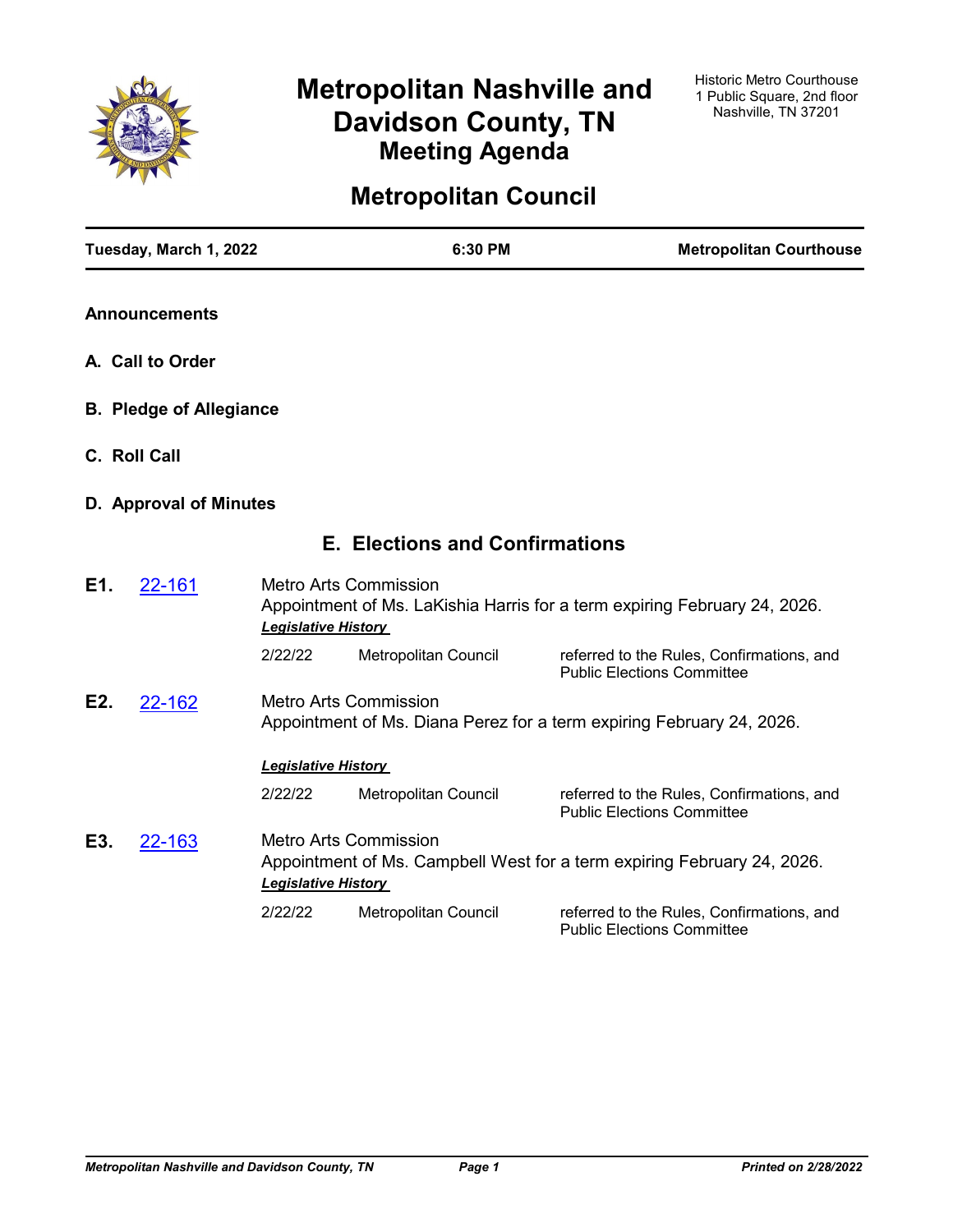# Metropolitan Nashville and Davidson County, TN

## Meeting Agenda

Historic Metro Courthouse
1 Public Square, 2nd floor
Nashville, TN 37201

# Metropolitan Council

**Tuesday, March 1, 2022** | **6:30 PM** | **Metropolitan Courthouse**

### Announcements

### A. Call to Order

### B. Pledge of Allegiance

### C. Roll Call

### D. Approval of Minutes

## E. Elections and Confirmations

**E1.** [22-161]

Metro Arts Commission

Appointment of Ms. LaKishia Harris for a term expiring February 24, 2026.

***Legislative History***

| | | |
|---|---|---|
| 2/22/22 | Metropolitan Council | referred to the Rules, Confirmations, and Public Elections Committee |

**E2.** [22-162]

Metro Arts Commission

Appointment of Ms. Diana Perez for a term expiring February 24, 2026.

***Legislative History***

| | | |
|---|---|---|
| 2/22/22 | Metropolitan Council | referred to the Rules, Confirmations, and Public Elections Committee |

**E3.** [22-163]

Metro Arts Commission

Appointment of Ms. Campbell West for a term expiring February 24, 2026.

***Legislative History***

| | | |
|---|---|---|
| 2/22/22 | Metropolitan Council | referred to the Rules, Confirmations, and Public Elections Committee |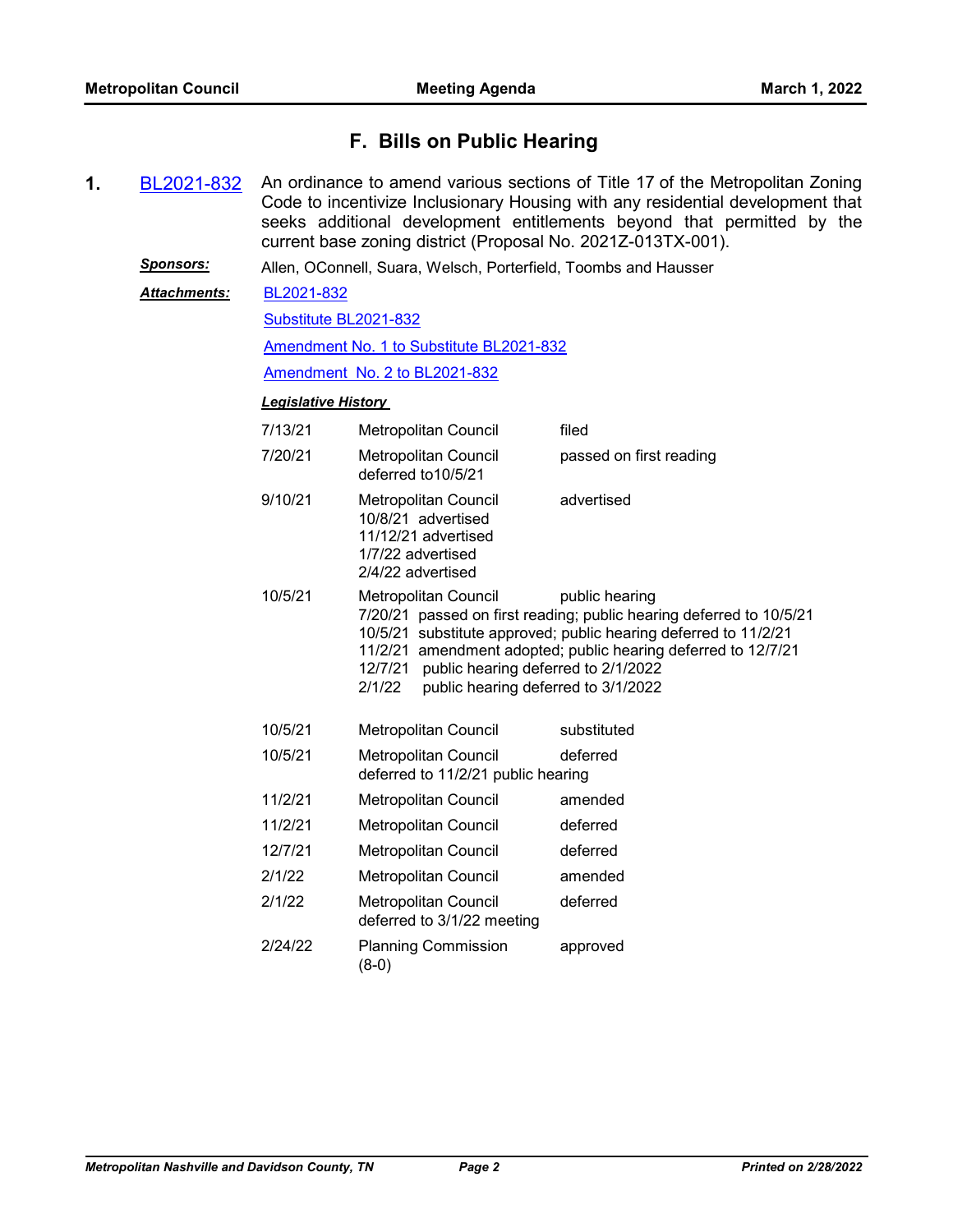## F. Bills on Public Hearing

**1.** BL2021-832 An ordinance to amend various sections of Title 17 of the Metropolitan Zoning Code to incentivize Inclusionary Housing with any residential development that seeks additional development entitlements beyond that permitted by the current base zoning district (Proposal No. 2021Z-013TX-001).

***Sponsors:*** Allen, OConnell, Suara, Welsch, Porterfield, Toombs and Hausser

***Attachments:*** BL2021-832

Substitute BL2021-832

Amendment No. 1 to Substitute BL2021-832

Amendment No. 2 to BL2021-832

***Legislative History***

| | | |
|---|---|---|
| 7/13/21 | Metropolitan Council | filed |
| 7/20/21 | Metropolitan Council<br>deferred to10/5/21 | passed on first reading |
| 9/10/21 | Metropolitan Council<br>10/8/21 advertised<br>11/12/21 advertised<br>1/7/22 advertised<br>2/4/22 advertised | advertised |
| 10/5/21 | Metropolitan Council<br>7/20/21 passed on first reading; public hearing deferred to 10/5/21<br>10/5/21 substitute approved; public hearing deferred to 11/2/21<br>11/2/21 amendment adopted; public hearing deferred to 12/7/21<br>12/7/21 public hearing deferred to 2/1/2022<br>2/1/22 public hearing deferred to 3/1/2022 | public hearing |
| 10/5/21 | Metropolitan Council | substituted |
| 10/5/21 | Metropolitan Council<br>deferred to 11/2/21 public hearing | deferred |
| 11/2/21 | Metropolitan Council | amended |
| 11/2/21 | Metropolitan Council | deferred |
| 12/7/21 | Metropolitan Council | deferred |
| 2/1/22 | Metropolitan Council | amended |
| 2/1/22 | Metropolitan Council<br>deferred to 3/1/22 meeting | deferred |
| 2/24/22 | Planning Commission<br>(8-0) | approved |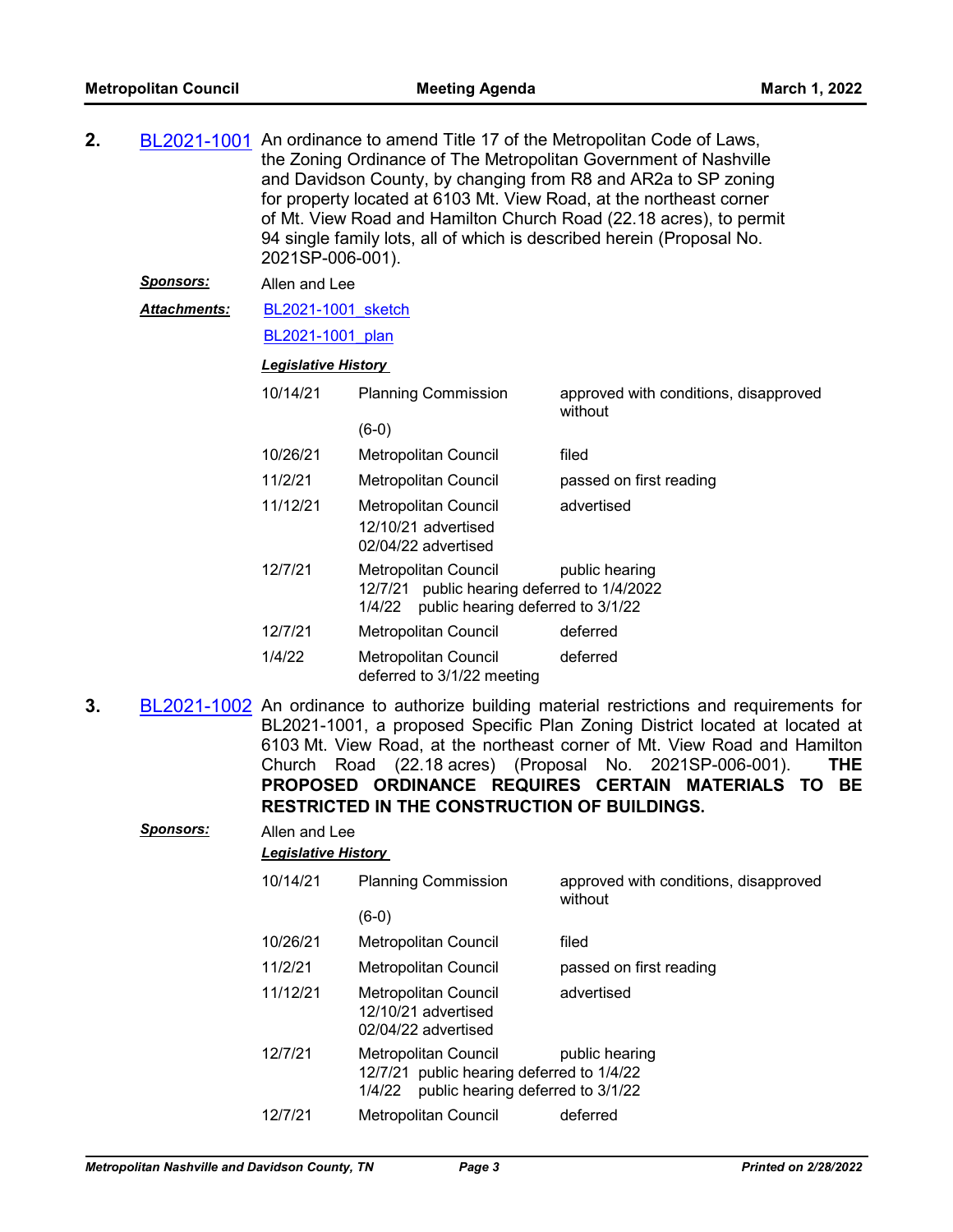**2.** BL2021-1001 An ordinance to amend Title 17 of the Metropolitan Code of Laws, the Zoning Ordinance of The Metropolitan Government of Nashville and Davidson County, by changing from R8 and AR2a to SP zoning for property located at 6103 Mt. View Road, at the northeast corner of Mt. View Road and Hamilton Church Road (22.18 acres), to permit 94 single family lots, all of which is described herein (Proposal No. 2021SP-006-001).

***Sponsors:*** Allen and Lee

***Attachments:*** BL2021-1001_sketch

BL2021-1001_plan

***Legislative History***

| | | |
|---|---|---|
| 10/14/21 | Planning Commission<br>(6-0) | approved with conditions, disapproved without |
| 10/26/21 | Metropolitan Council | filed |
| 11/2/21 | Metropolitan Council | passed on first reading |
| 11/12/21 | Metropolitan Council<br>12/10/21 advertised<br>02/04/22 advertised | advertised |
| 12/7/21 | Metropolitan Council<br>12/7/21 public hearing deferred to 1/4/2022<br>1/4/22 public hearing deferred to 3/1/22 | public hearing |
| 12/7/21 | Metropolitan Council | deferred |
| 1/4/22 | Metropolitan Council<br>deferred to 3/1/22 meeting | deferred |

**3.** BL2021-1002 An ordinance to authorize building material restrictions and requirements for BL2021-1001, a proposed Specific Plan Zoning District located at located at 6103 Mt. View Road, at the northeast corner of Mt. View Road and Hamilton Church Road (22.18 acres) (Proposal No. 2021SP-006-001). **THE PROPOSED ORDINANCE REQUIRES CERTAIN MATERIALS TO BE RESTRICTED IN THE CONSTRUCTION OF BUILDINGS.**

***Sponsors:*** Allen and Lee

***Legislative History***

| | | |
|---|---|---|
| 10/14/21 | Planning Commission<br>(6-0) | approved with conditions, disapproved without |
| 10/26/21 | Metropolitan Council | filed |
| 11/2/21 | Metropolitan Council | passed on first reading |
| 11/12/21 | Metropolitan Council<br>12/10/21 advertised<br>02/04/22 advertised | advertised |
| 12/7/21 | Metropolitan Council<br>12/7/21 public hearing deferred to 1/4/22<br>1/4/22 public hearing deferred to 3/1/22 | public hearing |
| 12/7/21 | Metropolitan Council | deferred |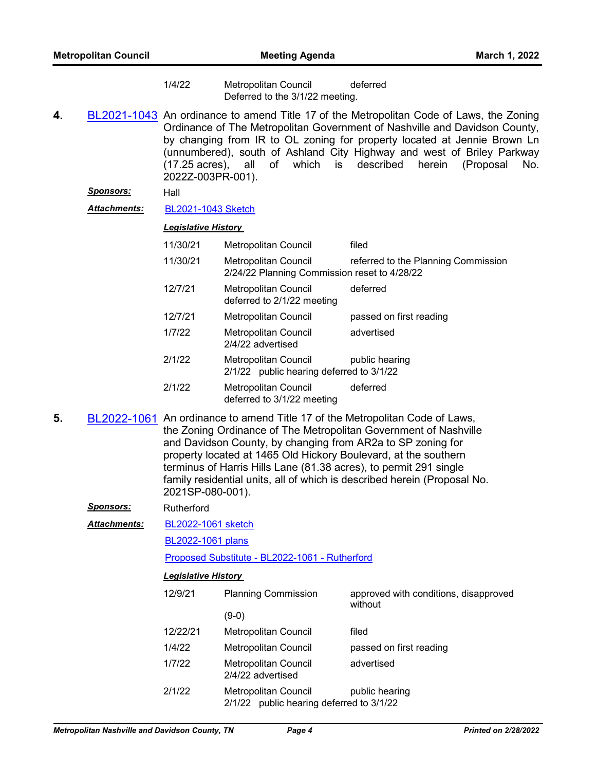| | | |
|---|---|---|
| 1/4/22 | Metropolitan Council<br>Deferred to the 3/1/22 meeting. | deferred |

**4.** BL2021-1043 An ordinance to amend Title 17 of the Metropolitan Code of Laws, the Zoning Ordinance of The Metropolitan Government of Nashville and Davidson County, by changing from IR to OL zoning for property located at Jennie Brown Ln (unnumbered), south of Ashland City Highway and west of Briley Parkway (17.25 acres), all of which is described herein (Proposal No. 2022Z-003PR-001).

***Sponsors:*** Hall

***Attachments:*** BL2021-1043 Sketch

***Legislative History***

| | | |
|---|---|---|
| 11/30/21 | Metropolitan Council | filed |
| 11/30/21 | Metropolitan Council<br>2/24/22 Planning Commission reset to 4/28/22 | referred to the Planning Commission |
| 12/7/21 | Metropolitan Council<br>deferred to 2/1/22 meeting | deferred |
| 12/7/21 | Metropolitan Council | passed on first reading |
| 1/7/22 | Metropolitan Council<br>2/4/22 advertised | advertised |
| 2/1/22 | Metropolitan Council<br>2/1/22 public hearing deferred to 3/1/22 | public hearing |
| 2/1/22 | Metropolitan Council<br>deferred to 3/1/22 meeting | deferred |

**5.** BL2022-1061 An ordinance to amend Title 17 of the Metropolitan Code of Laws, the Zoning Ordinance of The Metropolitan Government of Nashville and Davidson County, by changing from AR2a to SP zoning for property located at 1465 Old Hickory Boulevard, at the southern terminus of Harris Hills Lane (81.38 acres), to permit 291 single family residential units, all of which is described herein (Proposal No. 2021SP-080-001).

***Sponsors:*** Rutherford

***Attachments:*** BL2022-1061 sketch

BL2022-1061 plans

Proposed Substitute - BL2022-1061 - Rutherford

***Legislative History***

| | | |
|---|---|---|
| 12/9/21 | Planning Commission<br>(9-0) | approved with conditions, disapproved without |
| 12/22/21 | Metropolitan Council | filed |
| 1/4/22 | Metropolitan Council | passed on first reading |
| 1/7/22 | Metropolitan Council<br>2/4/22 advertised | advertised |
| 2/1/22 | Metropolitan Council<br>2/1/22 public hearing deferred to 3/1/22 | public hearing |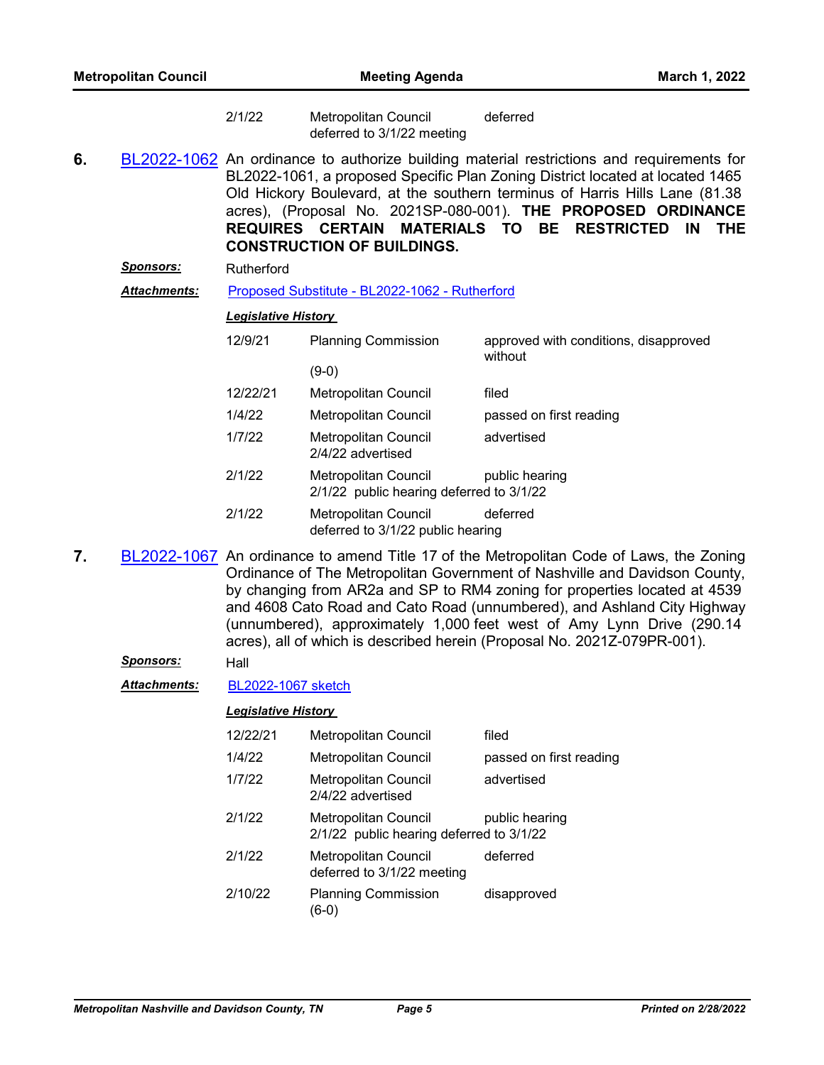| | | |
|---|---|---|
| 2/1/22 | Metropolitan Council<br>deferred to 3/1/22 meeting | deferred |

**6.** BL2022-1062 An ordinance to authorize building material restrictions and requirements for BL2022-1061, a proposed Specific Plan Zoning District located at located 1465 Old Hickory Boulevard, at the southern terminus of Harris Hills Lane (81.38 acres), (Proposal No. 2021SP-080-001). **THE PROPOSED ORDINANCE REQUIRES CERTAIN MATERIALS TO BE RESTRICTED IN THE CONSTRUCTION OF BUILDINGS.**

***Sponsors:*** Rutherford

***Attachments:*** Proposed Substitute - BL2022-1062 - Rutherford

***Legislative History***

| | | |
|---|---|---|
| 12/9/21 | Planning Commission<br>(9-0) | approved with conditions, disapproved without |
| 12/22/21 | Metropolitan Council | filed |
| 1/4/22 | Metropolitan Council | passed on first reading |
| 1/7/22 | Metropolitan Council<br>2/4/22 advertised | advertised |
| 2/1/22 | Metropolitan Council<br>2/1/22 public hearing deferred to 3/1/22 | public hearing |
| 2/1/22 | Metropolitan Council<br>deferred to 3/1/22 public hearing | deferred |

**7.** BL2022-1067 An ordinance to amend Title 17 of the Metropolitan Code of Laws, the Zoning Ordinance of The Metropolitan Government of Nashville and Davidson County, by changing from AR2a and SP to RM4 zoning for properties located at 4539 and 4608 Cato Road and Cato Road (unnumbered), and Ashland City Highway (unnumbered), approximately 1,000 feet west of Amy Lynn Drive (290.14 acres), all of which is described herein (Proposal No. 2021Z-079PR-001).

***Sponsors:*** Hall

***Attachments:*** BL2022-1067 sketch

***Legislative History***

| | | |
|---|---|---|
| 12/22/21 | Metropolitan Council | filed |
| 1/4/22 | Metropolitan Council | passed on first reading |
| 1/7/22 | Metropolitan Council<br>2/4/22 advertised | advertised |
| 2/1/22 | Metropolitan Council<br>2/1/22 public hearing deferred to 3/1/22 | public hearing |
| 2/1/22 | Metropolitan Council<br>deferred to 3/1/22 meeting | deferred |
| 2/10/22 | Planning Commission<br>(6-0) | disapproved |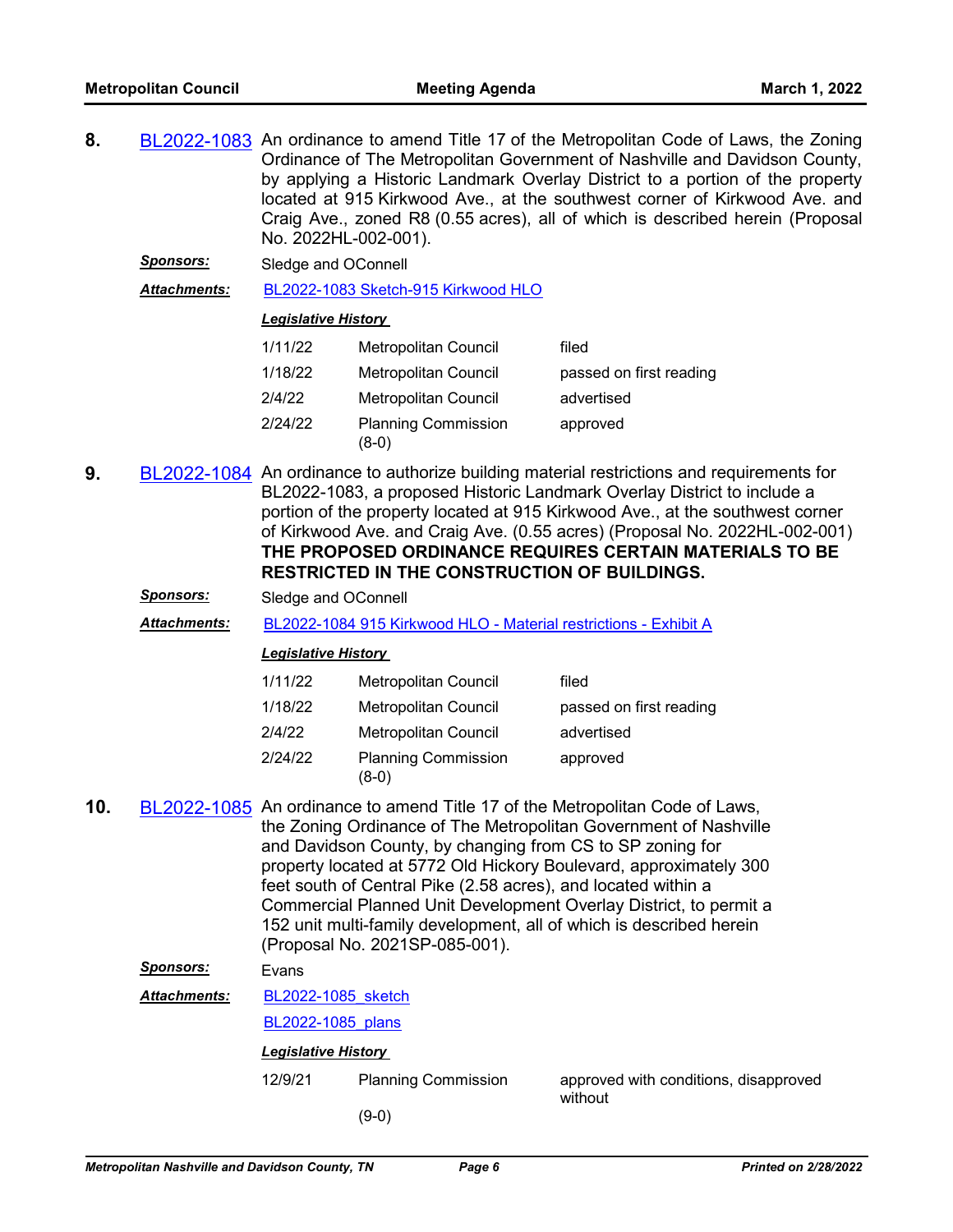**8.** BL2022-1083 An ordinance to amend Title 17 of the Metropolitan Code of Laws, the Zoning Ordinance of The Metropolitan Government of Nashville and Davidson County, by applying a Historic Landmark Overlay District to a portion of the property located at 915 Kirkwood Ave., at the southwest corner of Kirkwood Ave. and Craig Ave., zoned R8 (0.55 acres), all of which is described herein (Proposal No. 2022HL-002-001).

***Sponsors:*** Sledge and OConnell

***Attachments:*** BL2022-1083 Sketch-915 Kirkwood HLO

***Legislative History***

| | | |
|---|---|---|
| 1/11/22 | Metropolitan Council | filed |
| 1/18/22 | Metropolitan Council | passed on first reading |
| 2/4/22 | Metropolitan Council | advertised |
| 2/24/22 | Planning Commission (8-0) | approved |

**9.** BL2022-1084 An ordinance to authorize building material restrictions and requirements for BL2022-1083, a proposed Historic Landmark Overlay District to include a portion of the property located at 915 Kirkwood Ave., at the southwest corner of Kirkwood Ave. and Craig Ave. (0.55 acres) (Proposal No. 2022HL-002-001) **THE PROPOSED ORDINANCE REQUIRES CERTAIN MATERIALS TO BE RESTRICTED IN THE CONSTRUCTION OF BUILDINGS.**

***Sponsors:*** Sledge and OConnell

***Attachments:*** BL2022-1084 915 Kirkwood HLO - Material restrictions - Exhibit A

***Legislative History***

| | | |
|---|---|---|
| 1/11/22 | Metropolitan Council | filed |
| 1/18/22 | Metropolitan Council | passed on first reading |
| 2/4/22 | Metropolitan Council | advertised |
| 2/24/22 | Planning Commission (8-0) | approved |

**10.** BL2022-1085 An ordinance to amend Title 17 of the Metropolitan Code of Laws, the Zoning Ordinance of The Metropolitan Government of Nashville and Davidson County, by changing from CS to SP zoning for property located at 5772 Old Hickory Boulevard, approximately 300 feet south of Central Pike (2.58 acres), and located within a Commercial Planned Unit Development Overlay District, to permit a 152 unit multi-family development, all of which is described herein (Proposal No. 2021SP-085-001).

***Sponsors:*** Evans

***Attachments:*** BL2022-1085_sketch

BL2022-1085_plans

***Legislative History***

| | | |
|---|---|---|
| 12/9/21 | Planning Commission (9-0) | approved with conditions, disapproved without |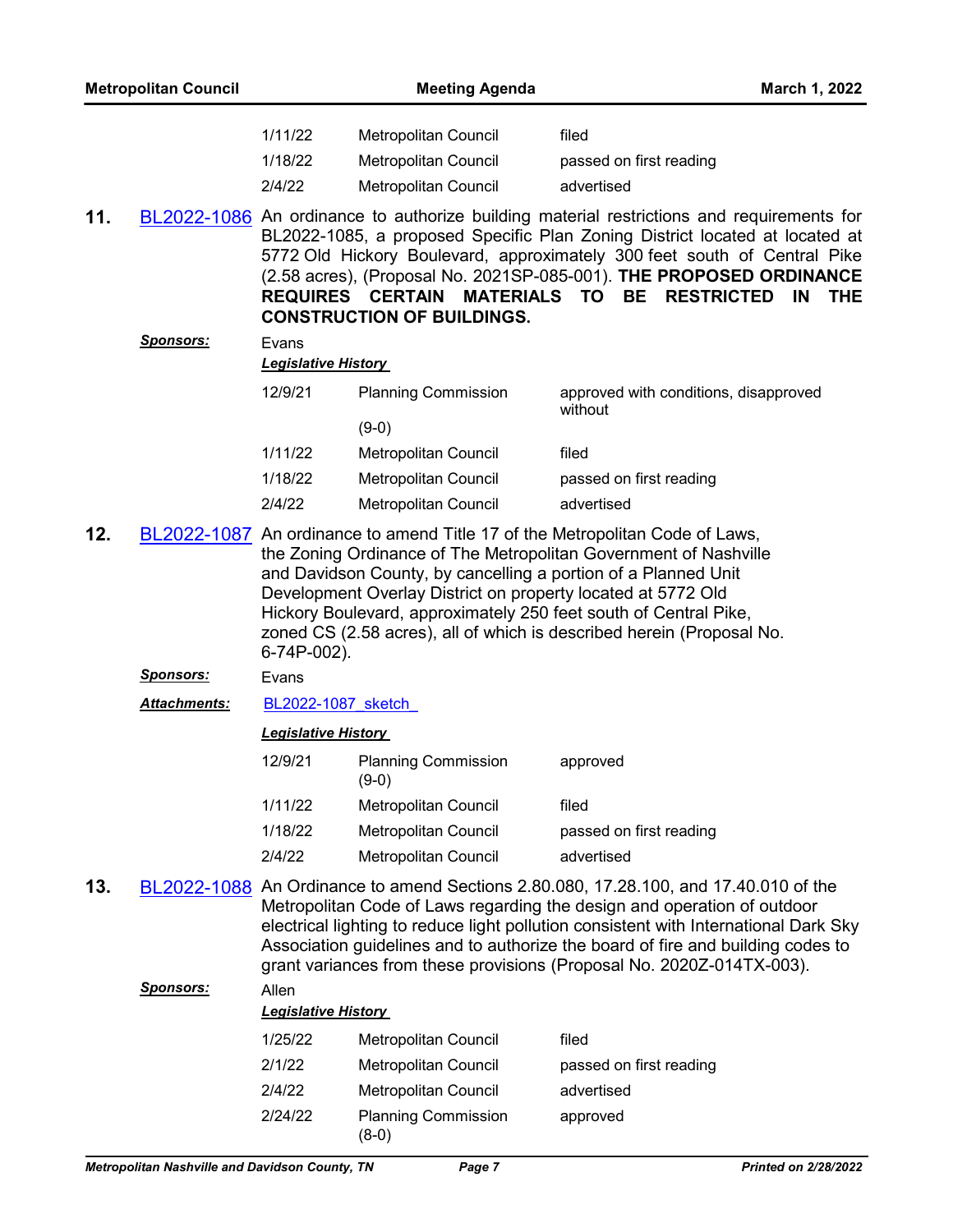| | | |
|---|---|---|
| 1/11/22 | Metropolitan Council | filed |
| 1/18/22 | Metropolitan Council | passed on first reading |
| 2/4/22 | Metropolitan Council | advertised |

**11.** BL2022-1086 An ordinance to authorize building material restrictions and requirements for BL2022-1085, a proposed Specific Plan Zoning District located at located at 5772 Old Hickory Boulevard, approximately 300 feet south of Central Pike (2.58 acres), (Proposal No. 2021SP-085-001). **THE PROPOSED ORDINANCE REQUIRES CERTAIN MATERIALS TO BE RESTRICTED IN THE CONSTRUCTION OF BUILDINGS.**

***Sponsors:*** Evans

***Legislative History***

| | | |
|---|---|---|
| 12/9/21 | Planning Commission (9-0) | approved with conditions, disapproved without |
| 1/11/22 | Metropolitan Council | filed |
| 1/18/22 | Metropolitan Council | passed on first reading |
| 2/4/22 | Metropolitan Council | advertised |

**12.** BL2022-1087 An ordinance to amend Title 17 of the Metropolitan Code of Laws, the Zoning Ordinance of The Metropolitan Government of Nashville and Davidson County, by cancelling a portion of a Planned Unit Development Overlay District on property located at 5772 Old Hickory Boulevard, approximately 250 feet south of Central Pike, zoned CS (2.58 acres), all of which is described herein (Proposal No. 6-74P-002).

***Sponsors:*** Evans

***Attachments:*** BL2022-1087_sketch_

***Legislative History***

| | | |
|---|---|---|
| 12/9/21 | Planning Commission (9-0) | approved |
| 1/11/22 | Metropolitan Council | filed |
| 1/18/22 | Metropolitan Council | passed on first reading |
| 2/4/22 | Metropolitan Council | advertised |

**13.** BL2022-1088 An Ordinance to amend Sections 2.80.080, 17.28.100, and 17.40.010 of the Metropolitan Code of Laws regarding the design and operation of outdoor electrical lighting to reduce light pollution consistent with International Dark Sky Association guidelines and to authorize the board of fire and building codes to grant variances from these provisions (Proposal No. 2020Z-014TX-003).

***Sponsors:*** Allen

***Legislative History***

| | | |
|---|---|---|
| 1/25/22 | Metropolitan Council | filed |
| 2/1/22 | Metropolitan Council | passed on first reading |
| 2/4/22 | Metropolitan Council | advertised |
| 2/24/22 | Planning Commission (8-0) | approved |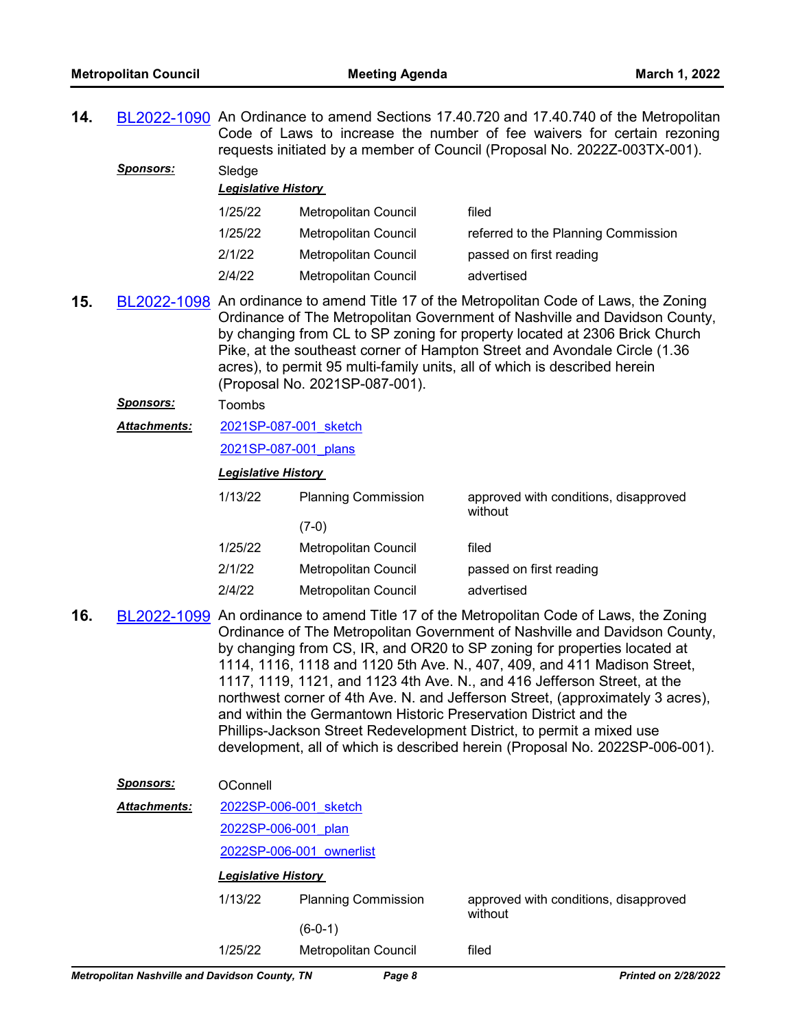**14.** BL2022-1090 An Ordinance to amend Sections 17.40.720 and 17.40.740 of the Metropolitan Code of Laws to increase the number of fee waivers for certain rezoning requests initiated by a member of Council (Proposal No. 2022Z-003TX-001).

***Sponsors:*** Sledge

***Legislative History***

| | | |
|---|---|---|
| 1/25/22 | Metropolitan Council | filed |
| 1/25/22 | Metropolitan Council | referred to the Planning Commission |
| 2/1/22 | Metropolitan Council | passed on first reading |
| 2/4/22 | Metropolitan Council | advertised |

**15.** BL2022-1098 An ordinance to amend Title 17 of the Metropolitan Code of Laws, the Zoning Ordinance of The Metropolitan Government of Nashville and Davidson County, by changing from CL to SP zoning for property located at 2306 Brick Church Pike, at the southeast corner of Hampton Street and Avondale Circle (1.36 acres), to permit 95 multi-family units, all of which is described herein (Proposal No. 2021SP-087-001).

***Sponsors:*** Toombs

***Attachments:*** 2021SP-087-001_sketch

2021SP-087-001_plans

***Legislative History***

| | | |
|---|---|---|
| 1/13/22 | Planning Commission (7-0) | approved with conditions, disapproved without |
| 1/25/22 | Metropolitan Council | filed |
| 2/1/22 | Metropolitan Council | passed on first reading |
| 2/4/22 | Metropolitan Council | advertised |

**16.** BL2022-1099 An ordinance to amend Title 17 of the Metropolitan Code of Laws, the Zoning Ordinance of The Metropolitan Government of Nashville and Davidson County, by changing from CS, IR, and OR20 to SP zoning for properties located at 1114, 1116, 1118 and 1120 5th Ave. N., 407, 409, and 411 Madison Street, 1117, 1119, 1121, and 1123 4th Ave. N., and 416 Jefferson Street, at the northwest corner of 4th Ave. N. and Jefferson Street, (approximately 3 acres), and within the Germantown Historic Preservation District and the Phillips-Jackson Street Redevelopment District, to permit a mixed use development, all of which is described herein (Proposal No. 2022SP-006-001).

***Sponsors:*** OConnell

***Attachments:*** 2022SP-006-001_sketch

2022SP-006-001_plan

2022SP-006-001_ownerlist

***Legislative History***

| | | |
|---|---|---|
| 1/13/22 | Planning Commission (6-0-1) | approved with conditions, disapproved without |
| 1/25/22 | Metropolitan Council | filed |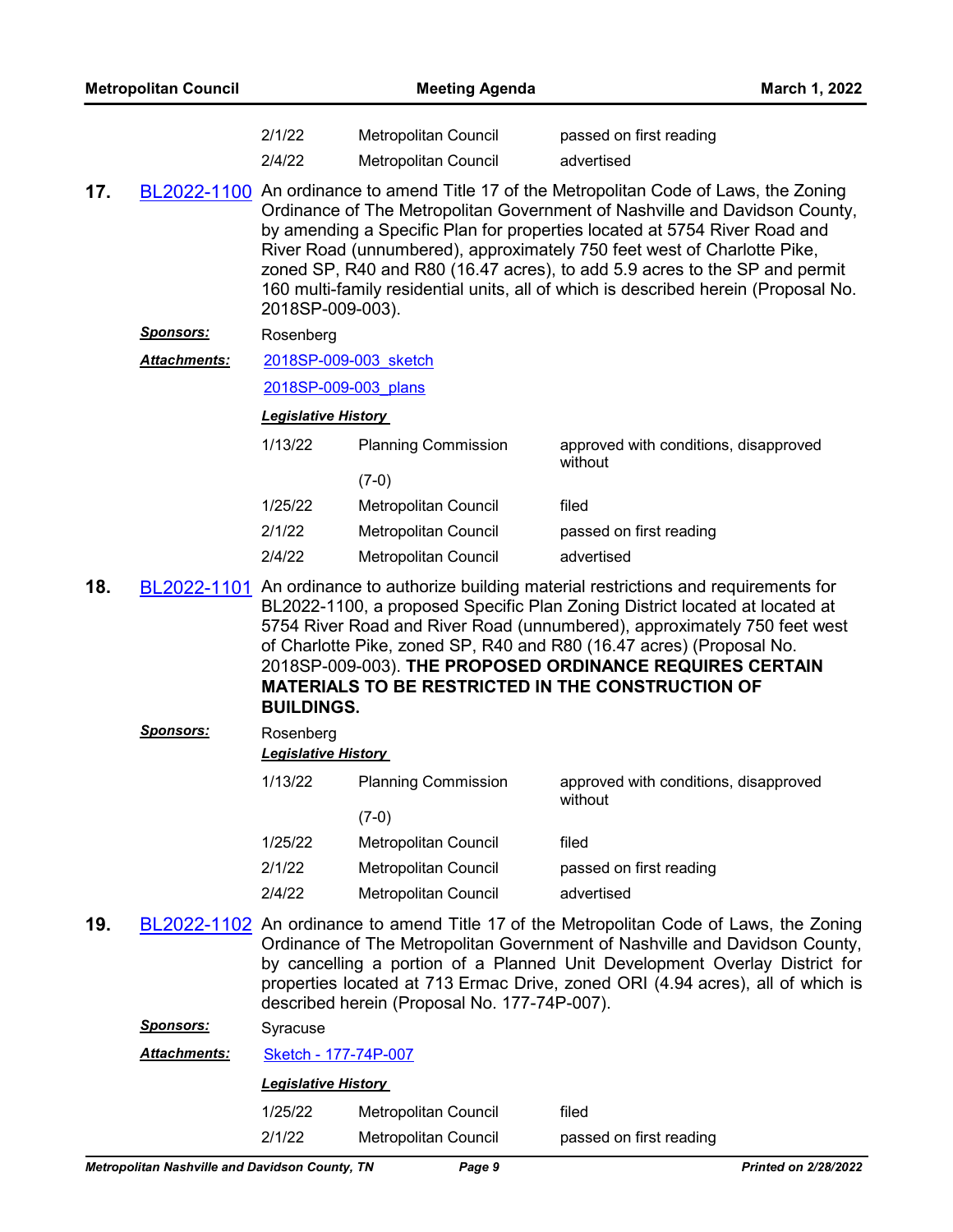| | | |
|---|---|---|
| 2/1/22 | Metropolitan Council | passed on first reading |
| 2/4/22 | Metropolitan Council | advertised |

**17.** BL2022-1100 An ordinance to amend Title 17 of the Metropolitan Code of Laws, the Zoning Ordinance of The Metropolitan Government of Nashville and Davidson County, by amending a Specific Plan for properties located at 5754 River Road and River Road (unnumbered), approximately 750 feet west of Charlotte Pike, zoned SP, R40 and R80 (16.47 acres), to add 5.9 acres to the SP and permit 160 multi-family residential units, all of which is described herein (Proposal No. 2018SP-009-003).

***Sponsors:*** Rosenberg

***Attachments:*** 2018SP-009-003_sketch

2018SP-009-003_plans

***Legislative History***

| | | |
|---|---|---|
| 1/13/22 | Planning Commission (7-0) | approved with conditions, disapproved without |
| 1/25/22 | Metropolitan Council | filed |
| 2/1/22 | Metropolitan Council | passed on first reading |
| 2/4/22 | Metropolitan Council | advertised |

**18.** BL2022-1101 An ordinance to authorize building material restrictions and requirements for BL2022-1100, a proposed Specific Plan Zoning District located at located at 5754 River Road and River Road (unnumbered), approximately 750 feet west of Charlotte Pike, zoned SP, R40 and R80 (16.47 acres) (Proposal No. 2018SP-009-003). **THE PROPOSED ORDINANCE REQUIRES CERTAIN MATERIALS TO BE RESTRICTED IN THE CONSTRUCTION OF BUILDINGS.**

***Sponsors:*** Rosenberg

***Legislative History***

| | | |
|---|---|---|
| 1/13/22 | Planning Commission (7-0) | approved with conditions, disapproved without |
| 1/25/22 | Metropolitan Council | filed |
| 2/1/22 | Metropolitan Council | passed on first reading |
| 2/4/22 | Metropolitan Council | advertised |

**19.** BL2022-1102 An ordinance to amend Title 17 of the Metropolitan Code of Laws, the Zoning Ordinance of The Metropolitan Government of Nashville and Davidson County, by cancelling a portion of a Planned Unit Development Overlay District for properties located at 713 Ermac Drive, zoned ORI (4.94 acres), all of which is described herein (Proposal No. 177-74P-007).

***Sponsors:*** Syracuse

***Attachments:*** Sketch - 177-74P-007

***Legislative History***

| | | |
|---|---|---|
| 1/25/22 | Metropolitan Council | filed |
| 2/1/22 | Metropolitan Council | passed on first reading |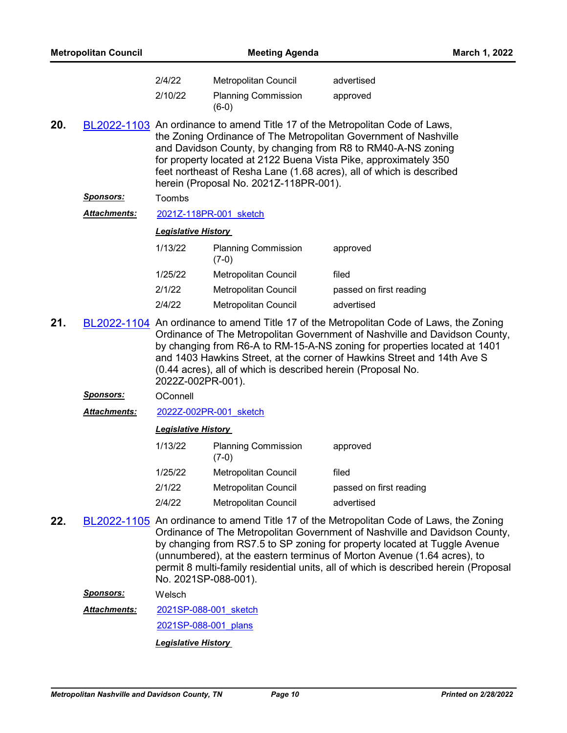| | | |
|---|---|---|
| 2/4/22 | Metropolitan Council | advertised |
| 2/10/22 | Planning Commission (6-0) | approved |

**20.** BL2022-1103 An ordinance to amend Title 17 of the Metropolitan Code of Laws, the Zoning Ordinance of The Metropolitan Government of Nashville and Davidson County, by changing from R8 to RM40-A-NS zoning for property located at 2122 Buena Vista Pike, approximately 350 feet northeast of Resha Lane (1.68 acres), all of which is described herein (Proposal No. 2021Z-118PR-001).

***Sponsors:*** Toombs

***Attachments:*** 2021Z-118PR-001_sketch

***Legislative History***

| | | |
|---|---|---|
| 1/13/22 | Planning Commission (7-0) | approved |
| 1/25/22 | Metropolitan Council | filed |
| 2/1/22 | Metropolitan Council | passed on first reading |
| 2/4/22 | Metropolitan Council | advertised |

**21.** BL2022-1104 An ordinance to amend Title 17 of the Metropolitan Code of Laws, the Zoning Ordinance of The Metropolitan Government of Nashville and Davidson County, by changing from R6-A to RM-15-A-NS zoning for properties located at 1401 and 1403 Hawkins Street, at the corner of Hawkins Street and 14th Ave S (0.44 acres), all of which is described herein (Proposal No. 2022Z-002PR-001).

***Sponsors:*** OConnell

***Attachments:*** 2022Z-002PR-001_sketch

***Legislative History***

| | | |
|---|---|---|
| 1/13/22 | Planning Commission (7-0) | approved |
| 1/25/22 | Metropolitan Council | filed |
| 2/1/22 | Metropolitan Council | passed on first reading |
| 2/4/22 | Metropolitan Council | advertised |

**22.** BL2022-1105 An ordinance to amend Title 17 of the Metropolitan Code of Laws, the Zoning Ordinance of The Metropolitan Government of Nashville and Davidson County, by changing from RS7.5 to SP zoning for property located at Tuggle Avenue (unnumbered), at the eastern terminus of Morton Avenue (1.64 acres), to permit 8 multi-family residential units, all of which is described herein (Proposal No. 2021SP-088-001).

***Sponsors:*** Welsch

***Attachments:*** 2021SP-088-001_sketch

2021SP-088-001_plans

***Legislative History***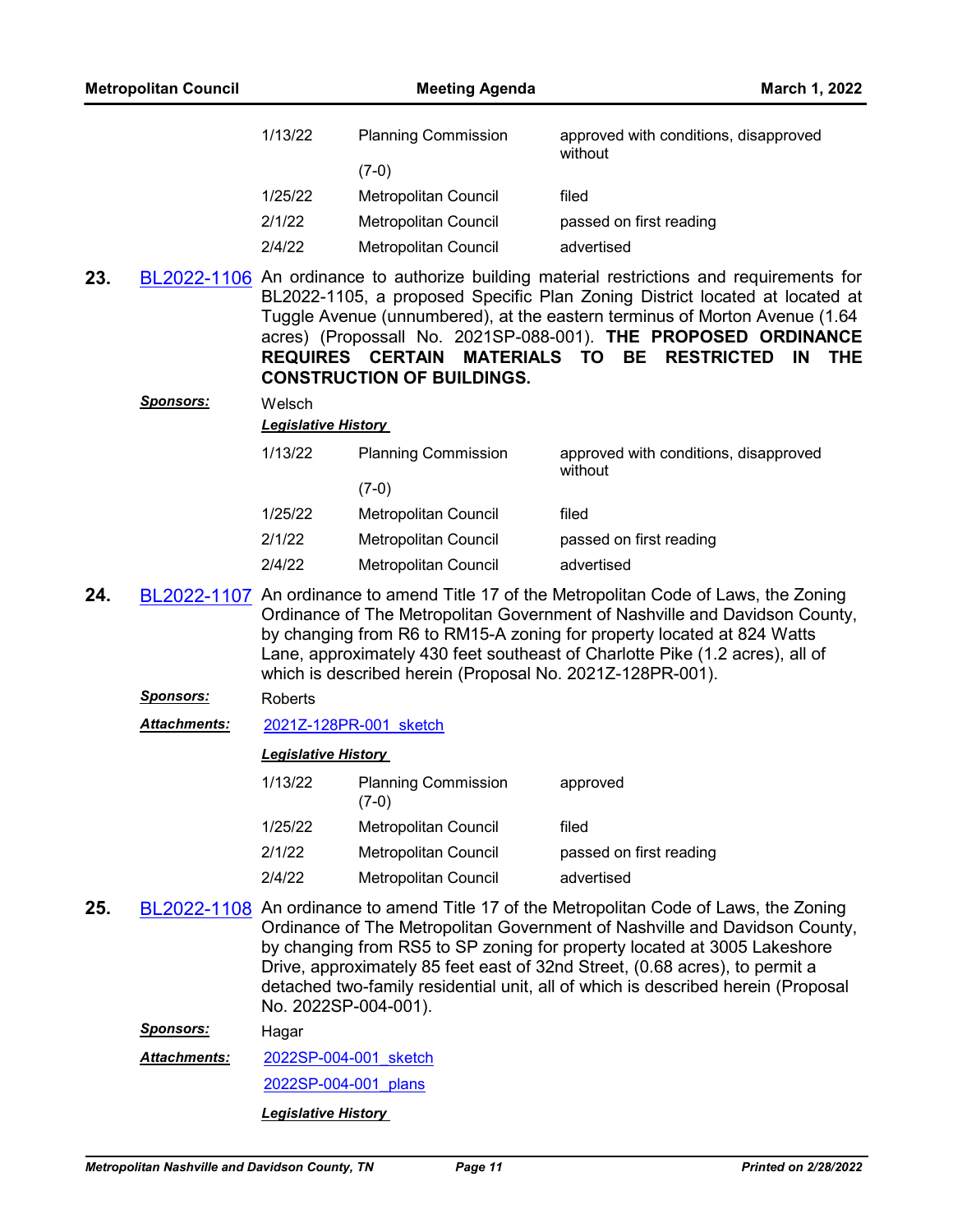| | | |
|---|---|---|
| 1/13/22 | Planning Commission (7-0) | approved with conditions, disapproved without |
| 1/25/22 | Metropolitan Council | filed |
| 2/1/22 | Metropolitan Council | passed on first reading |
| 2/4/22 | Metropolitan Council | advertised |

**23.** BL2022-1106 An ordinance to authorize building material restrictions and requirements for BL2022-1105, a proposed Specific Plan Zoning District located at located at Tuggle Avenue (unnumbered), at the eastern terminus of Morton Avenue (1.64 acres) (Propossall No. 2021SP-088-001). **THE PROPOSED ORDINANCE REQUIRES CERTAIN MATERIALS TO BE RESTRICTED IN THE CONSTRUCTION OF BUILDINGS.**

***Sponsors:*** Welsch

***Legislative History***

| | | |
|---|---|---|
| 1/13/22 | Planning Commission (7-0) | approved with conditions, disapproved without |
| 1/25/22 | Metropolitan Council | filed |
| 2/1/22 | Metropolitan Council | passed on first reading |
| 2/4/22 | Metropolitan Council | advertised |

**24.** BL2022-1107 An ordinance to amend Title 17 of the Metropolitan Code of Laws, the Zoning Ordinance of The Metropolitan Government of Nashville and Davidson County, by changing from R6 to RM15-A zoning for property located at 824 Watts Lane, approximately 430 feet southeast of Charlotte Pike (1.2 acres), all of which is described herein (Proposal No. 2021Z-128PR-001).

***Sponsors:*** Roberts

***Attachments:*** 2021Z-128PR-001_sketch

***Legislative History***

| | | |
|---|---|---|
| 1/13/22 | Planning Commission (7-0) | approved |
| 1/25/22 | Metropolitan Council | filed |
| 2/1/22 | Metropolitan Council | passed on first reading |
| 2/4/22 | Metropolitan Council | advertised |

**25.** BL2022-1108 An ordinance to amend Title 17 of the Metropolitan Code of Laws, the Zoning Ordinance of The Metropolitan Government of Nashville and Davidson County, by changing from RS5 to SP zoning for property located at 3005 Lakeshore Drive, approximately 85 feet east of 32nd Street, (0.68 acres), to permit a detached two-family residential unit, all of which is described herein (Proposal No. 2022SP-004-001).

***Sponsors:*** Hagar

***Attachments:*** 2022SP-004-001_sketch

2022SP-004-001_plans

***Legislative History***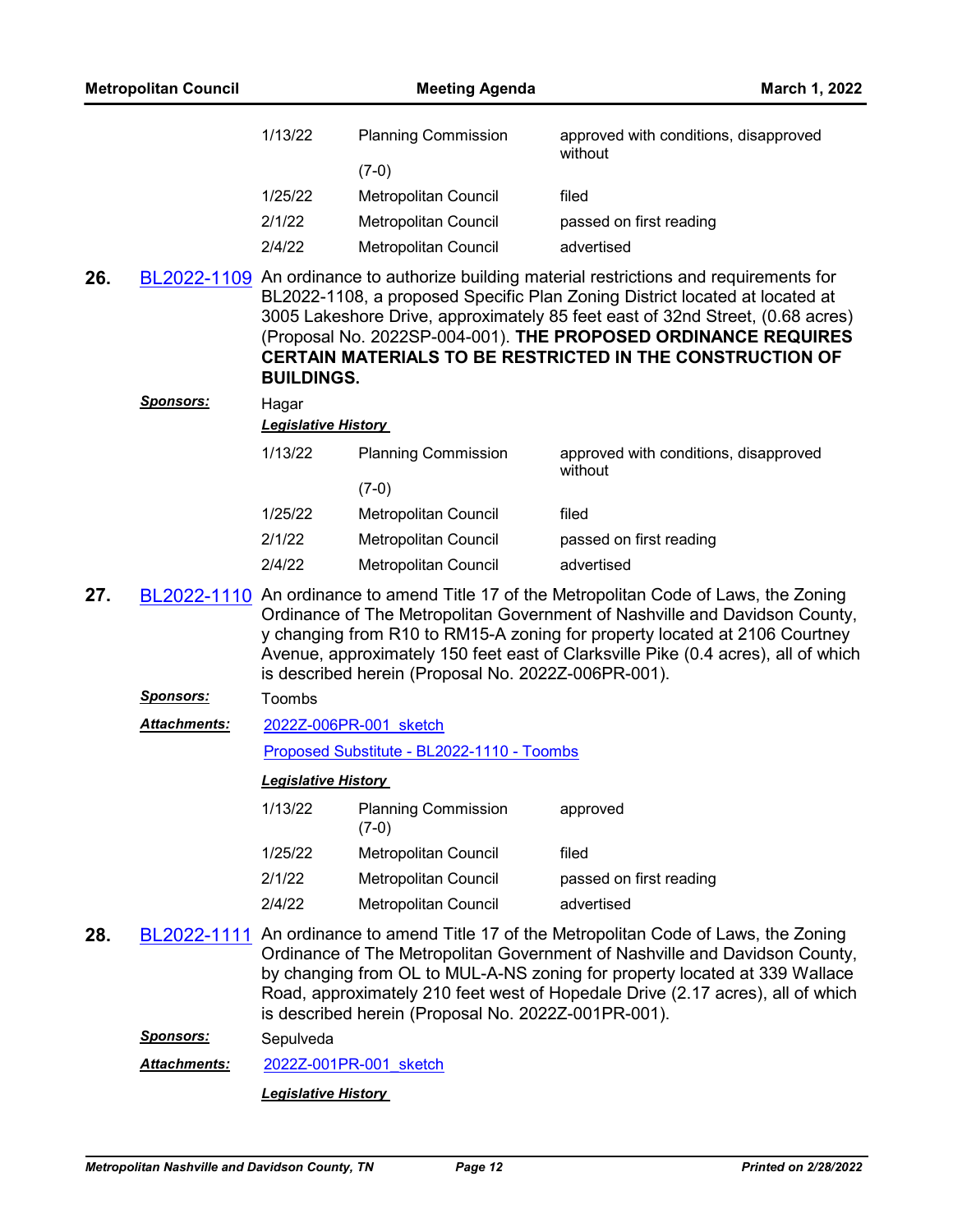| | | |
|---|---|---|
| 1/13/22 | Planning Commission (7-0) | approved with conditions, disapproved without |
| 1/25/22 | Metropolitan Council | filed |
| 2/1/22 | Metropolitan Council | passed on first reading |
| 2/4/22 | Metropolitan Council | advertised |

**26.** BL2022-1109 An ordinance to authorize building material restrictions and requirements for BL2022-1108, a proposed Specific Plan Zoning District located at located at 3005 Lakeshore Drive, approximately 85 feet east of 32nd Street, (0.68 acres) (Proposal No. 2022SP-004-001). **THE PROPOSED ORDINANCE REQUIRES CERTAIN MATERIALS TO BE RESTRICTED IN THE CONSTRUCTION OF BUILDINGS.**

***Sponsors:*** Hagar

***Legislative History***

| | | |
|---|---|---|
| 1/13/22 | Planning Commission (7-0) | approved with conditions, disapproved without |
| 1/25/22 | Metropolitan Council | filed |
| 2/1/22 | Metropolitan Council | passed on first reading |
| 2/4/22 | Metropolitan Council | advertised |

**27.** BL2022-1110 An ordinance to amend Title 17 of the Metropolitan Code of Laws, the Zoning Ordinance of The Metropolitan Government of Nashville and Davidson County, y changing from R10 to RM15-A zoning for property located at 2106 Courtney Avenue, approximately 150 feet east of Clarksville Pike (0.4 acres), all of which is described herein (Proposal No. 2022Z-006PR-001).

***Sponsors:*** Toombs

***Attachments:*** 2022Z-006PR-001_sketch

Proposed Substitute - BL2022-1110 - Toombs

***Legislative History***

| | | |
|---|---|---|
| 1/13/22 | Planning Commission (7-0) | approved |
| 1/25/22 | Metropolitan Council | filed |
| 2/1/22 | Metropolitan Council | passed on first reading |
| 2/4/22 | Metropolitan Council | advertised |

**28.** BL2022-1111 An ordinance to amend Title 17 of the Metropolitan Code of Laws, the Zoning Ordinance of The Metropolitan Government of Nashville and Davidson County, by changing from OL to MUL-A-NS zoning for property located at 339 Wallace Road, approximately 210 feet west of Hopedale Drive (2.17 acres), all of which is described herein (Proposal No. 2022Z-001PR-001).

***Sponsors:*** Sepulveda

***Attachments:*** 2022Z-001PR-001_sketch

***Legislative History***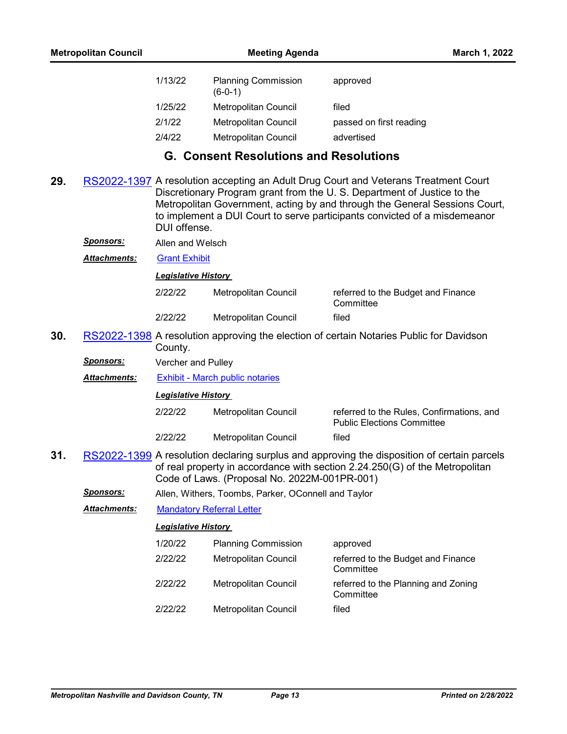| | | |
|---|---|---|
| 1/13/22 | Planning Commission (6-0-1) | approved |
| 1/25/22 | Metropolitan Council | filed |
| 2/1/22 | Metropolitan Council | passed on first reading |
| 2/4/22 | Metropolitan Council | advertised |

## G. Consent Resolutions and Resolutions

**29.** RS2022-1397 A resolution accepting an Adult Drug Court and Veterans Treatment Court Discretionary Program grant from the U. S. Department of Justice to the Metropolitan Government, acting by and through the General Sessions Court, to implement a DUI Court to serve participants convicted of a misdemeanor DUI offense.

***Sponsors:*** Allen and Welsch

***Attachments:*** Grant Exhibit

***Legislative History***

| | | |
|---|---|---|
| 2/22/22 | Metropolitan Council | referred to the Budget and Finance Committee |
| 2/22/22 | Metropolitan Council | filed |

**30.** RS2022-1398 A resolution approving the election of certain Notaries Public for Davidson County.

***Sponsors:*** Vercher and Pulley

***Attachments:*** Exhibit - March public notaries

***Legislative History***

| | | |
|---|---|---|
| 2/22/22 | Metropolitan Council | referred to the Rules, Confirmations, and Public Elections Committee |
| 2/22/22 | Metropolitan Council | filed |

**31.** RS2022-1399 A resolution declaring surplus and approving the disposition of certain parcels of real property in accordance with section 2.24.250(G) of the Metropolitan Code of Laws. (Proposal No. 2022M-001PR-001)

***Sponsors:*** Allen, Withers, Toombs, Parker, OConnell and Taylor

***Attachments:*** Mandatory Referral Letter

***Legislative History***

| | | |
|---|---|---|
| 1/20/22 | Planning Commission | approved |
| 2/22/22 | Metropolitan Council | referred to the Budget and Finance Committee |
| 2/22/22 | Metropolitan Council | referred to the Planning and Zoning Committee |
| 2/22/22 | Metropolitan Council | filed |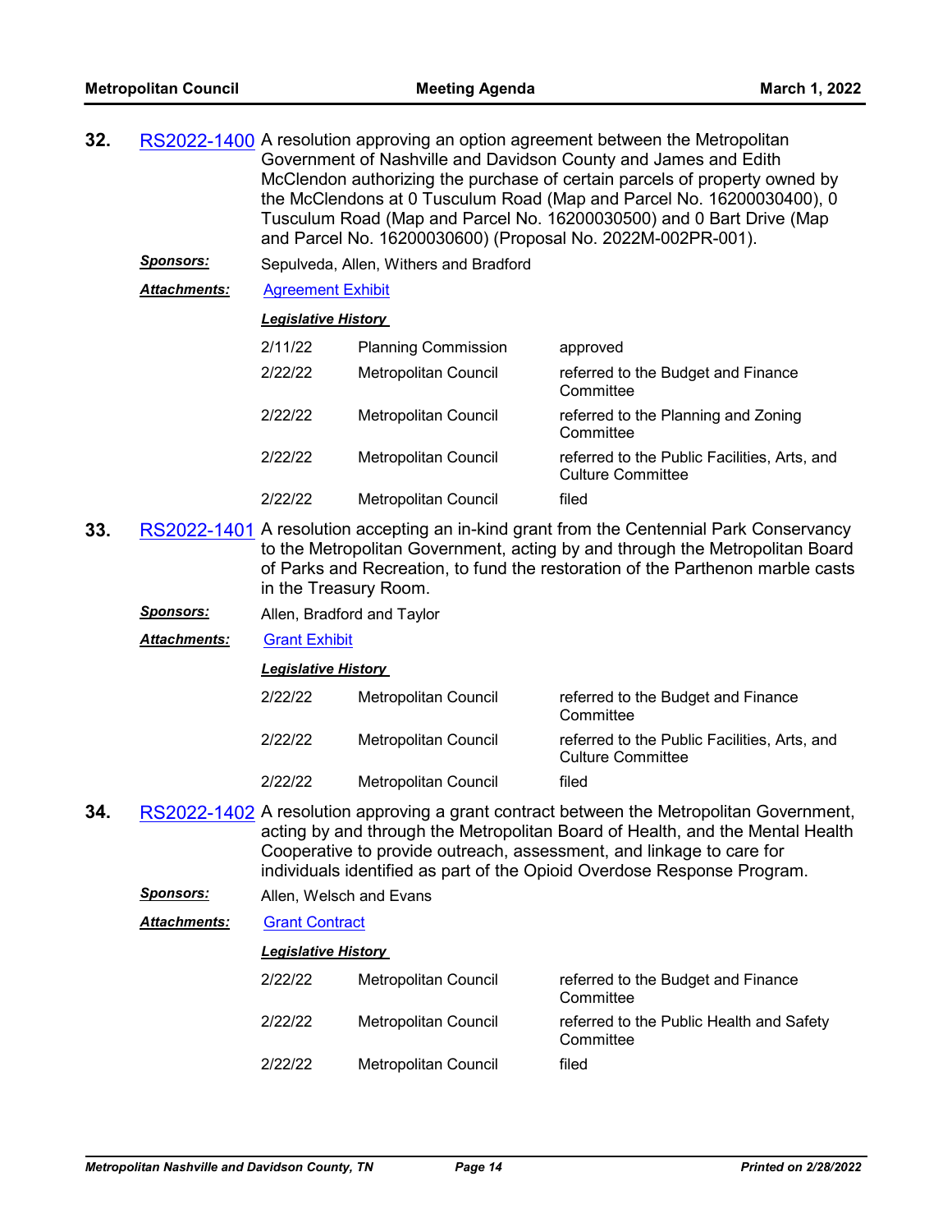**32.** RS2022-1400 A resolution approving an option agreement between the Metropolitan Government of Nashville and Davidson County and James and Edith McClendon authorizing the purchase of certain parcels of property owned by the McClendons at 0 Tusculum Road (Map and Parcel No. 16200030400), 0 Tusculum Road (Map and Parcel No. 16200030500) and 0 Bart Drive (Map and Parcel No. 16200030600) (Proposal No. 2022M-002PR-001).

***Sponsors:*** Sepulveda, Allen, Withers and Bradford

***Attachments:*** Agreement Exhibit

***Legislative History***

| | | |
|---|---|---|
| 2/11/22 | Planning Commission | approved |
| 2/22/22 | Metropolitan Council | referred to the Budget and Finance Committee |
| 2/22/22 | Metropolitan Council | referred to the Planning and Zoning Committee |
| 2/22/22 | Metropolitan Council | referred to the Public Facilities, Arts, and Culture Committee |
| 2/22/22 | Metropolitan Council | filed |

**33.** RS2022-1401 A resolution accepting an in-kind grant from the Centennial Park Conservancy to the Metropolitan Government, acting by and through the Metropolitan Board of Parks and Recreation, to fund the restoration of the Parthenon marble casts in the Treasury Room.

***Sponsors:*** Allen, Bradford and Taylor

***Attachments:*** Grant Exhibit

***Legislative History***

| | | |
|---|---|---|
| 2/22/22 | Metropolitan Council | referred to the Budget and Finance Committee |
| 2/22/22 | Metropolitan Council | referred to the Public Facilities, Arts, and Culture Committee |
| 2/22/22 | Metropolitan Council | filed |

**34.** RS2022-1402 A resolution approving a grant contract between the Metropolitan Government, acting by and through the Metropolitan Board of Health, and the Mental Health Cooperative to provide outreach, assessment, and linkage to care for individuals identified as part of the Opioid Overdose Response Program.

***Sponsors:*** Allen, Welsch and Evans

***Attachments:*** Grant Contract

***Legislative History***

| | | |
|---|---|---|
| 2/22/22 | Metropolitan Council | referred to the Budget and Finance Committee |
| 2/22/22 | Metropolitan Council | referred to the Public Health and Safety Committee |
| 2/22/22 | Metropolitan Council | filed |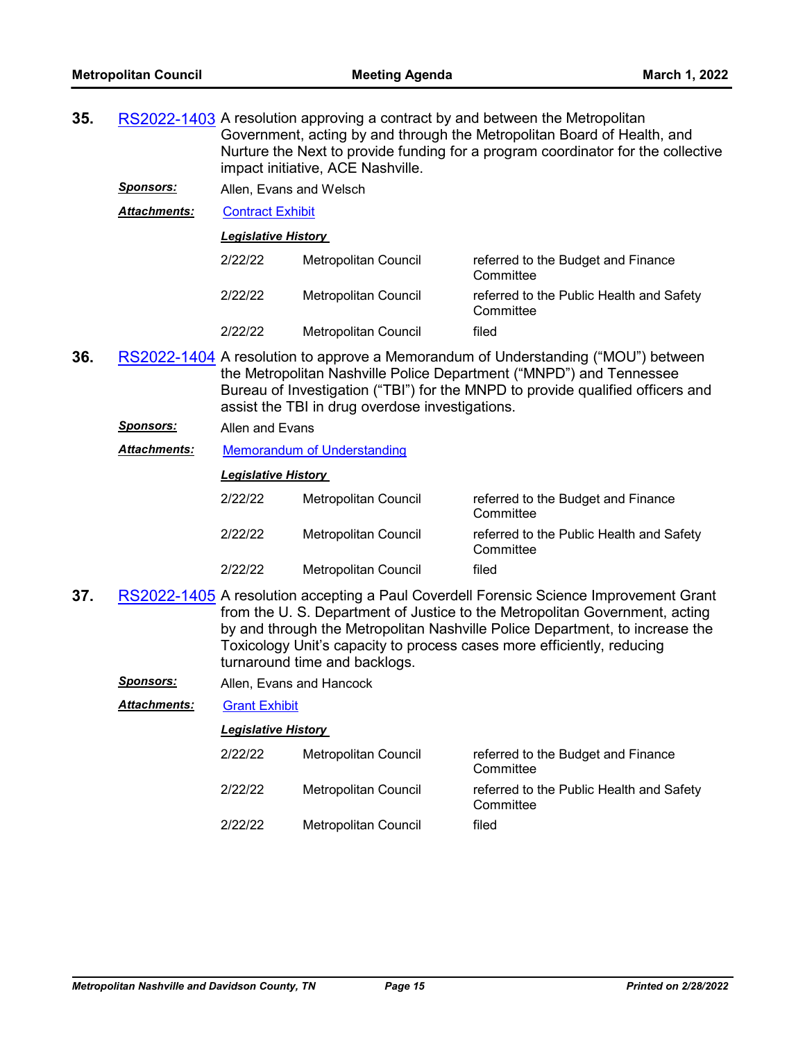**35.** RS2022-1403 A resolution approving a contract by and between the Metropolitan Government, acting by and through the Metropolitan Board of Health, and Nurture the Next to provide funding for a program coordinator for the collective impact initiative, ACE Nashville.

***Sponsors:*** Allen, Evans and Welsch

***Attachments:*** Contract Exhibit

***Legislative History***

| | | |
|---|---|---|
| 2/22/22 | Metropolitan Council | referred to the Budget and Finance Committee |
| 2/22/22 | Metropolitan Council | referred to the Public Health and Safety Committee |
| 2/22/22 | Metropolitan Council | filed |

**36.** RS2022-1404 A resolution to approve a Memorandum of Understanding ("MOU") between the Metropolitan Nashville Police Department ("MNPD") and Tennessee Bureau of Investigation ("TBI") for the MNPD to provide qualified officers and assist the TBI in drug overdose investigations.

***Sponsors:*** Allen and Evans

***Attachments:*** Memorandum of Understanding

***Legislative History***

| | | |
|---|---|---|
| 2/22/22 | Metropolitan Council | referred to the Budget and Finance Committee |
| 2/22/22 | Metropolitan Council | referred to the Public Health and Safety Committee |
| 2/22/22 | Metropolitan Council | filed |

**37.** RS2022-1405 A resolution accepting a Paul Coverdell Forensic Science Improvement Grant from the U. S. Department of Justice to the Metropolitan Government, acting by and through the Metropolitan Nashville Police Department, to increase the Toxicology Unit's capacity to process cases more efficiently, reducing turnaround time and backlogs.

***Sponsors:*** Allen, Evans and Hancock

***Attachments:*** Grant Exhibit

***Legislative History***

| | | |
|---|---|---|
| 2/22/22 | Metropolitan Council | referred to the Budget and Finance Committee |
| 2/22/22 | Metropolitan Council | referred to the Public Health and Safety Committee |
| 2/22/22 | Metropolitan Council | filed |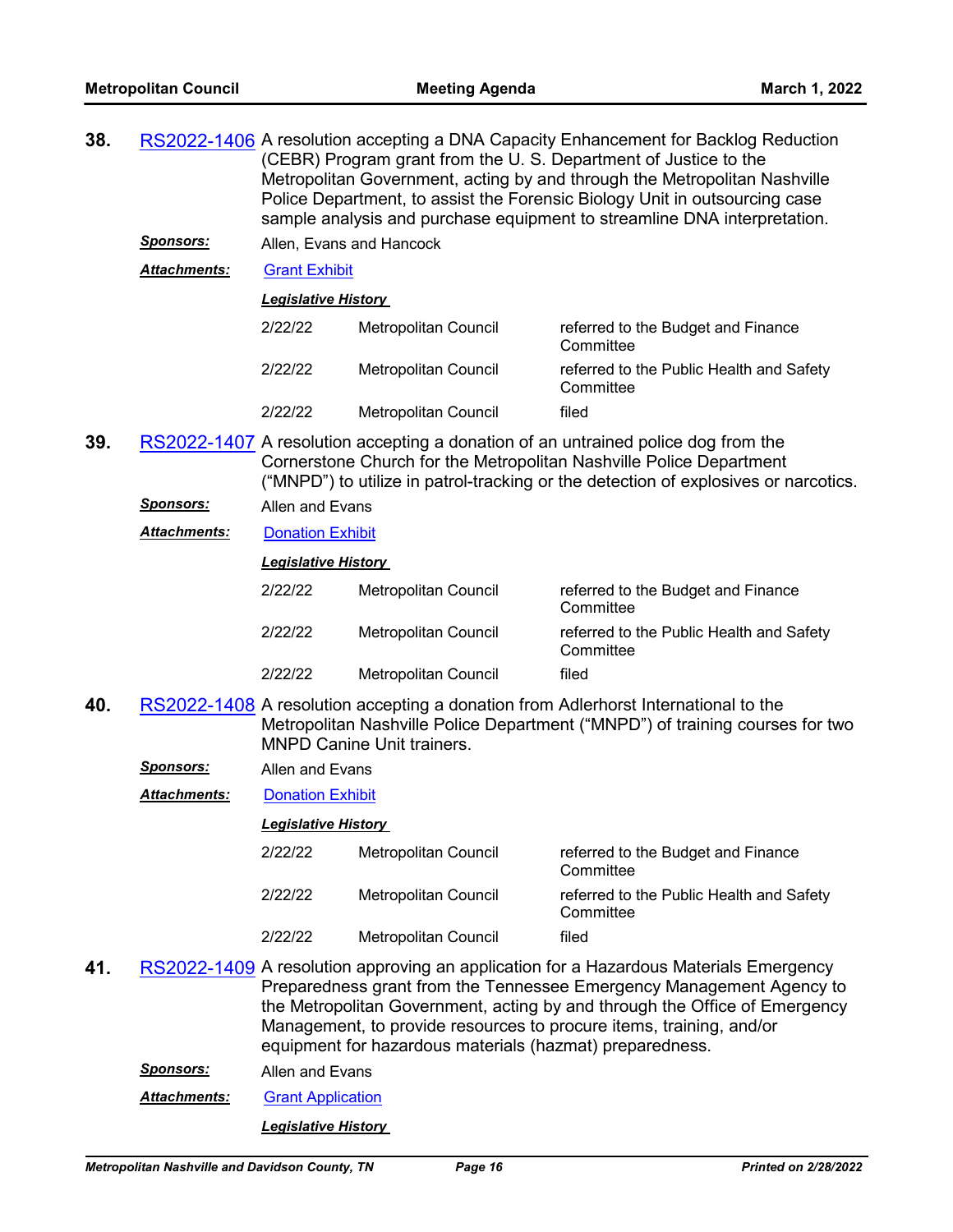**38.** RS2022-1406 A resolution accepting a DNA Capacity Enhancement for Backlog Reduction (CEBR) Program grant from the U. S. Department of Justice to the Metropolitan Government, acting by and through the Metropolitan Nashville Police Department, to assist the Forensic Biology Unit in outsourcing case sample analysis and purchase equipment to streamline DNA interpretation.

***Sponsors:*** Allen, Evans and Hancock

***Attachments:*** Grant Exhibit

***Legislative History***

| | | |
|---|---|---|
| 2/22/22 | Metropolitan Council | referred to the Budget and Finance Committee |
| 2/22/22 | Metropolitan Council | referred to the Public Health and Safety Committee |
| 2/22/22 | Metropolitan Council | filed |

**39.** RS2022-1407 A resolution accepting a donation of an untrained police dog from the Cornerstone Church for the Metropolitan Nashville Police Department ("MNPD") to utilize in patrol-tracking or the detection of explosives or narcotics.

***Sponsors:*** Allen and Evans

***Attachments:*** Donation Exhibit

***Legislative History***

| | | |
|---|---|---|
| 2/22/22 | Metropolitan Council | referred to the Budget and Finance Committee |
| 2/22/22 | Metropolitan Council | referred to the Public Health and Safety Committee |
| 2/22/22 | Metropolitan Council | filed |

**40.** RS2022-1408 A resolution accepting a donation from Adlerhorst International to the Metropolitan Nashville Police Department ("MNPD") of training courses for two MNPD Canine Unit trainers.

***Sponsors:*** Allen and Evans

***Attachments:*** Donation Exhibit

***Legislative History***

| | | |
|---|---|---|
| 2/22/22 | Metropolitan Council | referred to the Budget and Finance Committee |
| 2/22/22 | Metropolitan Council | referred to the Public Health and Safety Committee |
| 2/22/22 | Metropolitan Council | filed |

**41.** RS2022-1409 A resolution approving an application for a Hazardous Materials Emergency Preparedness grant from the Tennessee Emergency Management Agency to the Metropolitan Government, acting by and through the Office of Emergency Management, to provide resources to procure items, training, and/or equipment for hazardous materials (hazmat) preparedness.

***Sponsors:*** Allen and Evans

***Attachments:*** Grant Application

***Legislative History***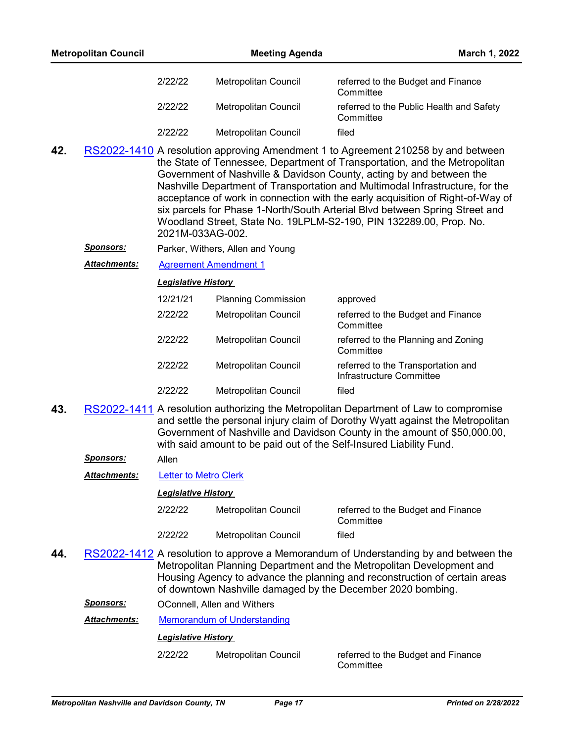| | | |
|---|---|---|
| 2/22/22 | Metropolitan Council | referred to the Budget and Finance Committee |
| 2/22/22 | Metropolitan Council | referred to the Public Health and Safety Committee |
| 2/22/22 | Metropolitan Council | filed |

**42.** RS2022-1410 A resolution approving Amendment 1 to Agreement 210258 by and between the State of Tennessee, Department of Transportation, and the Metropolitan Government of Nashville & Davidson County, acting by and between the Nashville Department of Transportation and Multimodal Infrastructure, for the acceptance of work in connection with the early acquisition of Right-of-Way of six parcels for Phase 1-North/South Arterial Blvd between Spring Street and Woodland Street, State No. 19LPLM-S2-190, PIN 132289.00, Prop. No. 2021M-033AG-002.

***Sponsors:*** Parker, Withers, Allen and Young

***Attachments:*** Agreement Amendment 1

***Legislative History***

| | | |
|---|---|---|
| 12/21/21 | Planning Commission | approved |
| 2/22/22 | Metropolitan Council | referred to the Budget and Finance Committee |
| 2/22/22 | Metropolitan Council | referred to the Planning and Zoning Committee |
| 2/22/22 | Metropolitan Council | referred to the Transportation and Infrastructure Committee |
| 2/22/22 | Metropolitan Council | filed |

**43.** RS2022-1411 A resolution authorizing the Metropolitan Department of Law to compromise and settle the personal injury claim of Dorothy Wyatt against the Metropolitan Government of Nashville and Davidson County in the amount of $50,000.00, with said amount to be paid out of the Self-Insured Liability Fund.

***Sponsors:*** Allen

***Attachments:*** Letter to Metro Clerk

***Legislative History***

| | | |
|---|---|---|
| 2/22/22 | Metropolitan Council | referred to the Budget and Finance Committee |
| 2/22/22 | Metropolitan Council | filed |

**44.** RS2022-1412 A resolution to approve a Memorandum of Understanding by and between the Metropolitan Planning Department and the Metropolitan Development and Housing Agency to advance the planning and reconstruction of certain areas of downtown Nashville damaged by the December 2020 bombing.

***Sponsors:*** OConnell, Allen and Withers

***Attachments:*** Memorandum of Understanding

***Legislative History***

| | | |
|---|---|---|
| 2/22/22 | Metropolitan Council | referred to the Budget and Finance Committee |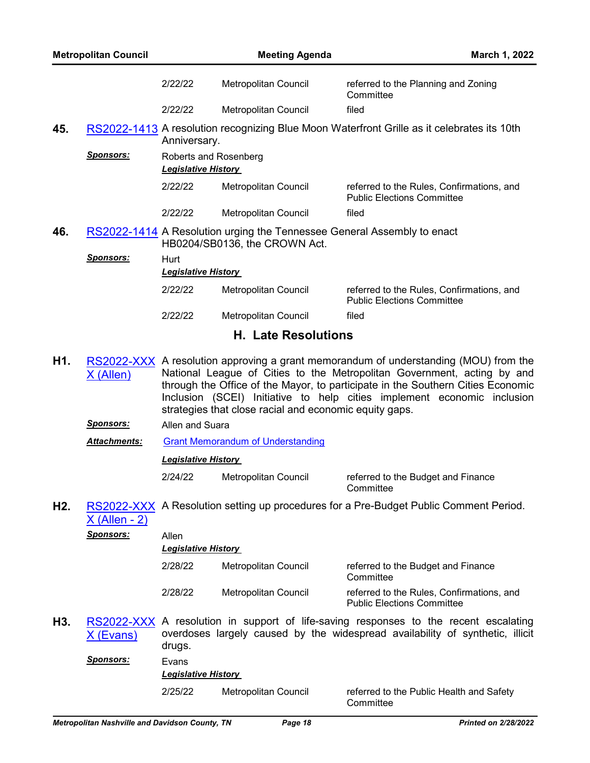| | | |
|---|---|---|
| 2/22/22 | Metropolitan Council | referred to the Planning and Zoning Committee |
| 2/22/22 | Metropolitan Council | filed |

**45.** RS2022-1413 A resolution recognizing Blue Moon Waterfront Grille as it celebrates its 10th Anniversary.

***Sponsors:*** Roberts and Rosenberg

***Legislative History***

| | | |
|---|---|---|
| 2/22/22 | Metropolitan Council | referred to the Rules, Confirmations, and Public Elections Committee |
| 2/22/22 | Metropolitan Council | filed |

**46.** RS2022-1414 A Resolution urging the Tennessee General Assembly to enact HB0204/SB0136, the CROWN Act.

***Sponsors:*** Hurt

***Legislative History***

| | | |
|---|---|---|
| 2/22/22 | Metropolitan Council | referred to the Rules, Confirmations, and Public Elections Committee |
| 2/22/22 | Metropolitan Council | filed |

## H. Late Resolutions

**H1.** RS2022-XXXX (Allen) A resolution approving a grant memorandum of understanding (MOU) from the National League of Cities to the Metropolitan Government, acting by and through the Office of the Mayor, to participate in the Southern Cities Economic Inclusion (SCEI) Initiative to help cities implement economic inclusion strategies that close racial and economic equity gaps.

***Sponsors:*** Allen and Suara

***Attachments:*** Grant Memorandum of Understanding

***Legislative History***

| | | |
|---|---|---|
| 2/24/22 | Metropolitan Council | referred to the Budget and Finance Committee |

**H2.** RS2022-XXXX (Allen - 2) A Resolution setting up procedures for a Pre-Budget Public Comment Period.

***Sponsors:*** Allen

***Legislative History***

| | | |
|---|---|---|
| 2/28/22 | Metropolitan Council | referred to the Budget and Finance Committee |
| 2/28/22 | Metropolitan Council | referred to the Rules, Confirmations, and Public Elections Committee |

**H3.** RS2022-XXXX (Evans) A resolution in support of life-saving responses to the recent escalating overdoses largely caused by the widespread availability of synthetic, illicit drugs.

***Sponsors:*** Evans

***Legislative History***

| | | |
|---|---|---|
| 2/25/22 | Metropolitan Council | referred to the Public Health and Safety Committee |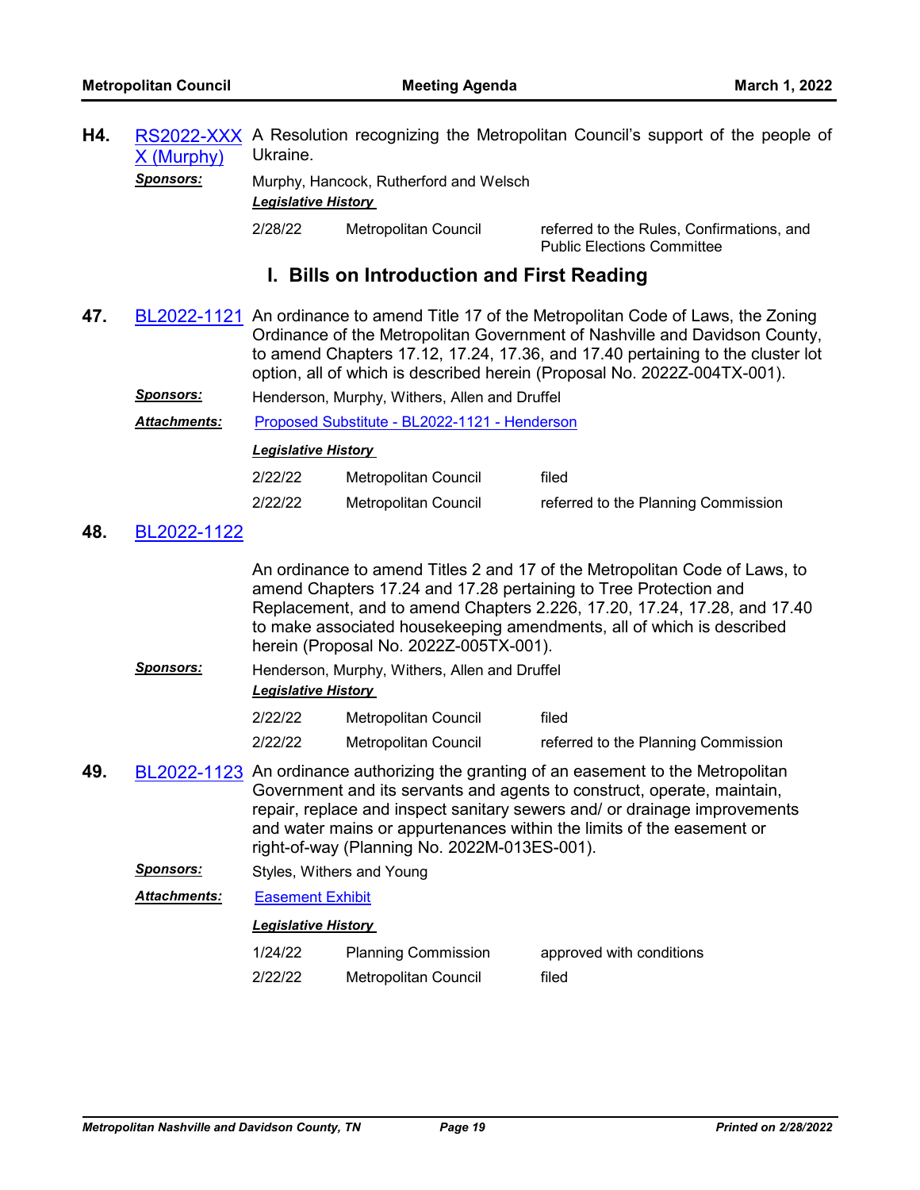**H4.** RS2022-XXXX (Murphy) A Resolution recognizing the Metropolitan Council's support of the people of Ukraine.

***Sponsors:*** Murphy, Hancock, Rutherford and Welsch

***Legislative History***

| | | |
|---|---|---|
| 2/28/22 | Metropolitan Council | referred to the Rules, Confirmations, and Public Elections Committee |

## I. Bills on Introduction and First Reading

**47.** BL2022-1121 An ordinance to amend Title 17 of the Metropolitan Code of Laws, the Zoning Ordinance of the Metropolitan Government of Nashville and Davidson County, to amend Chapters 17.12, 17.24, 17.36, and 17.40 pertaining to the cluster lot option, all of which is described herein (Proposal No. 2022Z-004TX-001).

***Sponsors:*** Henderson, Murphy, Withers, Allen and Druffel

***Attachments:*** Proposed Substitute - BL2022-1121 - Henderson

***Legislative History***

| | | |
|---|---|---|
| 2/22/22 | Metropolitan Council | filed |
| 2/22/22 | Metropolitan Council | referred to the Planning Commission |

**48.** BL2022-1122

An ordinance to amend Titles 2 and 17 of the Metropolitan Code of Laws, to amend Chapters 17.24 and 17.28 pertaining to Tree Protection and Replacement, and to amend Chapters 2.226, 17.20, 17.24, 17.28, and 17.40 to make associated housekeeping amendments, all of which is described herein (Proposal No. 2022Z-005TX-001).

***Sponsors:*** Henderson, Murphy, Withers, Allen and Druffel

***Legislative History***

| | | |
|---|---|---|
| 2/22/22 | Metropolitan Council | filed |
| 2/22/22 | Metropolitan Council | referred to the Planning Commission |

**49.** BL2022-1123 An ordinance authorizing the granting of an easement to the Metropolitan Government and its servants and agents to construct, operate, maintain, repair, replace and inspect sanitary sewers and/ or drainage improvements and water mains or appurtenances within the limits of the easement or right-of-way (Planning No. 2022M-013ES-001).

***Sponsors:*** Styles, Withers and Young

***Attachments:*** Easement Exhibit

***Legislative History***

| | | |
|---|---|---|
| 1/24/22 | Planning Commission | approved with conditions |
| 2/22/22 | Metropolitan Council | filed |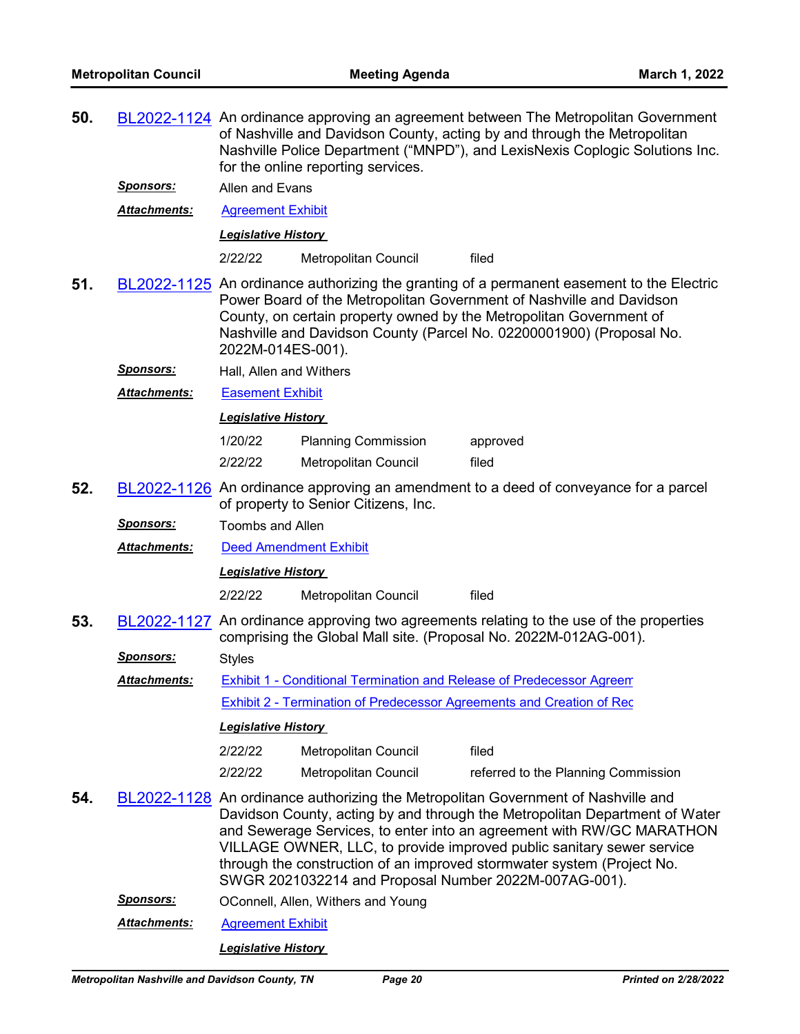**50.** BL2022-1124 An ordinance approving an agreement between The Metropolitan Government of Nashville and Davidson County, acting by and through the Metropolitan Nashville Police Department ("MNPD"), and LexisNexis Coplogic Solutions Inc. for the online reporting services.

***Sponsors:*** Allen and Evans

***Attachments:*** Agreement Exhibit

***Legislative History***

| | | |
|---|---|---|
| 2/22/22 | Metropolitan Council | filed |

**51.** BL2022-1125 An ordinance authorizing the granting of a permanent easement to the Electric Power Board of the Metropolitan Government of Nashville and Davidson County, on certain property owned by the Metropolitan Government of Nashville and Davidson County (Parcel No. 02200001900) (Proposal No. 2022M-014ES-001).

***Sponsors:*** Hall, Allen and Withers

***Attachments:*** Easement Exhibit

***Legislative History***

| | | |
|---|---|---|
| 1/20/22 | Planning Commission | approved |
| 2/22/22 | Metropolitan Council | filed |

**52.** BL2022-1126 An ordinance approving an amendment to a deed of conveyance for a parcel of property to Senior Citizens, Inc.

***Sponsors:*** Toombs and Allen

***Attachments:*** Deed Amendment Exhibit

***Legislative History***

| | | |
|---|---|---|
| 2/22/22 | Metropolitan Council | filed |

**53.** BL2022-1127 An ordinance approving two agreements relating to the use of the properties comprising the Global Mall site. (Proposal No. 2022M-012AG-001).

***Sponsors:*** Styles

***Attachments:*** Exhibit 1 - Conditional Termination and Release of Predecessor Agreem

Exhibit 2 - Termination of Predecessor Agreements and Creation of Rec

***Legislative History***

| | | |
|---|---|---|
| 2/22/22 | Metropolitan Council | filed |
| 2/22/22 | Metropolitan Council | referred to the Planning Commission |

**54.** BL2022-1128 An ordinance authorizing the Metropolitan Government of Nashville and Davidson County, acting by and through the Metropolitan Department of Water and Sewerage Services, to enter into an agreement with RW/GC MARATHON VILLAGE OWNER, LLC, to provide improved public sanitary sewer service through the construction of an improved stormwater system (Project No. SWGR 2021032214 and Proposal Number 2022M-007AG-001).

***Sponsors:*** OConnell, Allen, Withers and Young

***Attachments:*** Agreement Exhibit

***Legislative History***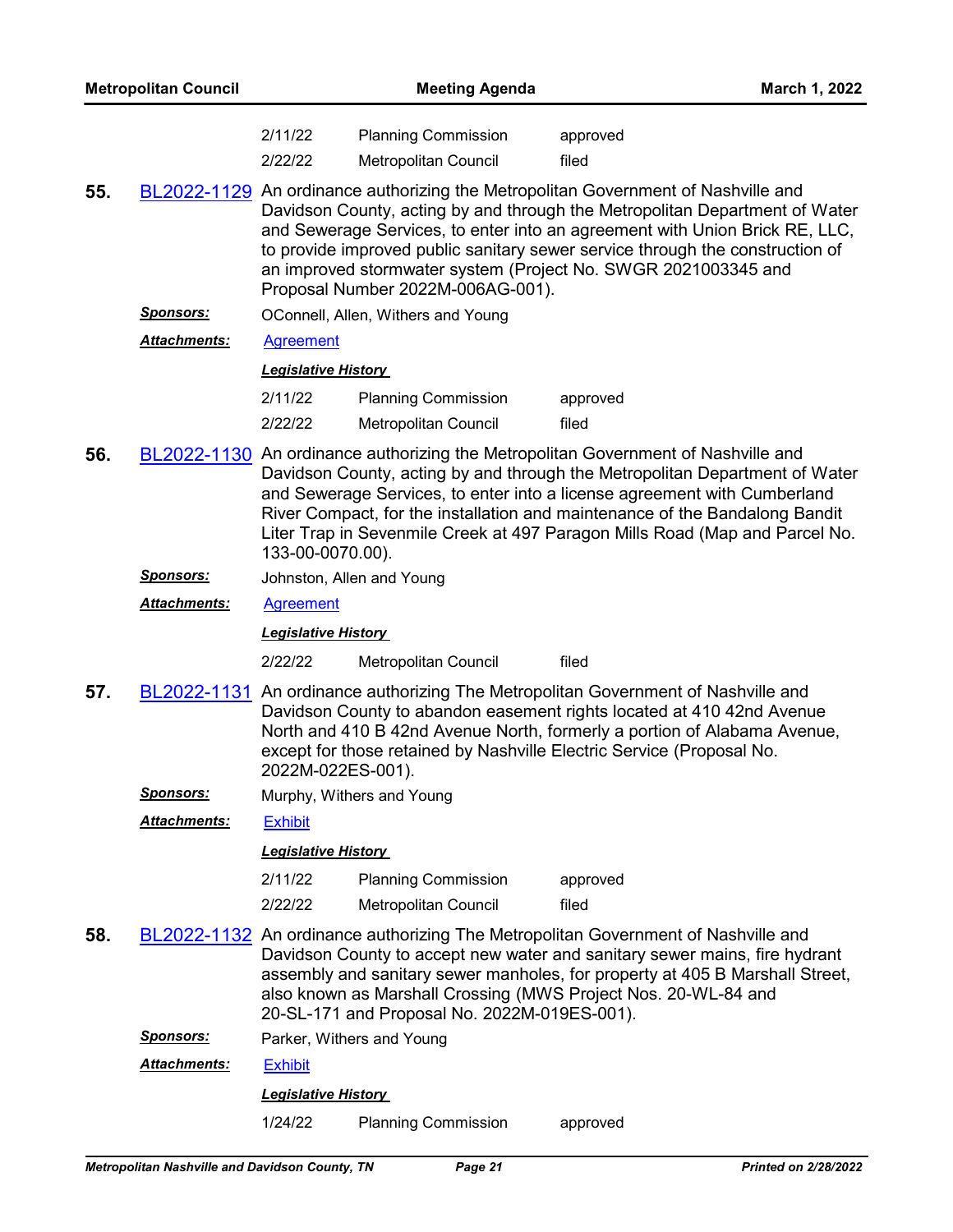| | | |
|---|---|---|
| 2/11/22 | Planning Commission | approved |
| 2/22/22 | Metropolitan Council | filed |

**55.** BL2022-1129 An ordinance authorizing the Metropolitan Government of Nashville and Davidson County, acting by and through the Metropolitan Department of Water and Sewerage Services, to enter into an agreement with Union Brick RE, LLC, to provide improved public sanitary sewer service through the construction of an improved stormwater system (Project No. SWGR 2021003345 and Proposal Number 2022M-006AG-001).

***Sponsors:*** OConnell, Allen, Withers and Young

***Attachments:*** Agreement

***Legislative History***

| | | |
|---|---|---|
| 2/11/22 | Planning Commission | approved |
| 2/22/22 | Metropolitan Council | filed |

**56.** BL2022-1130 An ordinance authorizing the Metropolitan Government of Nashville and Davidson County, acting by and through the Metropolitan Department of Water and Sewerage Services, to enter into a license agreement with Cumberland River Compact, for the installation and maintenance of the Bandalong Bandit Liter Trap in Sevenmile Creek at 497 Paragon Mills Road (Map and Parcel No. 133-00-0070.00).

***Sponsors:*** Johnston, Allen and Young

***Attachments:*** Agreement

***Legislative History***

| | | |
|---|---|---|
| 2/22/22 | Metropolitan Council | filed |

**57.** BL2022-1131 An ordinance authorizing The Metropolitan Government of Nashville and Davidson County to abandon easement rights located at 410 42nd Avenue North and 410 B 42nd Avenue North, formerly a portion of Alabama Avenue, except for those retained by Nashville Electric Service (Proposal No. 2022M-022ES-001).

***Sponsors:*** Murphy, Withers and Young

***Attachments:*** Exhibit

***Legislative History***

| | | |
|---|---|---|
| 2/11/22 | Planning Commission | approved |
| 2/22/22 | Metropolitan Council | filed |

**58.** BL2022-1132 An ordinance authorizing The Metropolitan Government of Nashville and Davidson County to accept new water and sanitary sewer mains, fire hydrant assembly and sanitary sewer manholes, for property at 405 B Marshall Street, also known as Marshall Crossing (MWS Project Nos. 20-WL-84 and 20-SL-171 and Proposal No. 2022M-019ES-001).

***Sponsors:*** Parker, Withers and Young

***Attachments:*** Exhibit

***Legislative History***

| | | |
|---|---|---|
| 1/24/22 | Planning Commission | approved |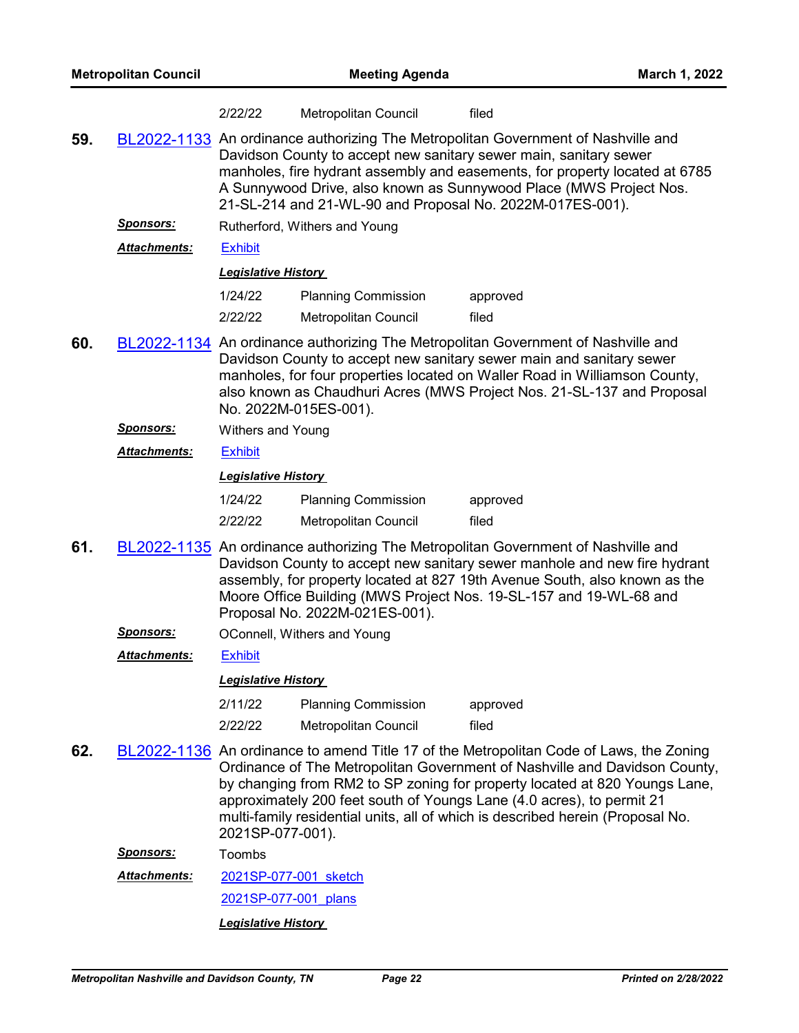| | | |
|---|---|---|
| 2/22/22 | Metropolitan Council | filed |

**59.** BL2022-1133 An ordinance authorizing The Metropolitan Government of Nashville and Davidson County to accept new sanitary sewer main, sanitary sewer manholes, fire hydrant assembly and easements, for property located at 6785 A Sunnywood Drive, also known as Sunnywood Place (MWS Project Nos. 21-SL-214 and 21-WL-90 and Proposal No. 2022M-017ES-001).

***Sponsors:*** Rutherford, Withers and Young

***Attachments:*** Exhibit

***Legislative History***

| | | |
|---|---|---|
| 1/24/22 | Planning Commission | approved |
| 2/22/22 | Metropolitan Council | filed |

**60.** BL2022-1134 An ordinance authorizing The Metropolitan Government of Nashville and Davidson County to accept new sanitary sewer main and sanitary sewer manholes, for four properties located on Waller Road in Williamson County, also known as Chaudhuri Acres (MWS Project Nos. 21-SL-137 and Proposal No. 2022M-015ES-001).

***Sponsors:*** Withers and Young

***Attachments:*** Exhibit

***Legislative History***

| | | |
|---|---|---|
| 1/24/22 | Planning Commission | approved |
| 2/22/22 | Metropolitan Council | filed |

**61.** BL2022-1135 An ordinance authorizing The Metropolitan Government of Nashville and Davidson County to accept new sanitary sewer manhole and new fire hydrant assembly, for property located at 827 19th Avenue South, also known as the Moore Office Building (MWS Project Nos. 19-SL-157 and 19-WL-68 and Proposal No. 2022M-021ES-001).

***Sponsors:*** OConnell, Withers and Young

***Attachments:*** Exhibit

***Legislative History***

| | | |
|---|---|---|
| 2/11/22 | Planning Commission | approved |
| 2/22/22 | Metropolitan Council | filed |

**62.** BL2022-1136 An ordinance to amend Title 17 of the Metropolitan Code of Laws, the Zoning Ordinance of The Metropolitan Government of Nashville and Davidson County, by changing from RM2 to SP zoning for property located at 820 Youngs Lane, approximately 200 feet south of Youngs Lane (4.0 acres), to permit 21 multi-family residential units, all of which is described herein (Proposal No. 2021SP-077-001).

***Sponsors:*** Toombs

***Attachments:*** 2021SP-077-001_sketch
2021SP-077-001_plans

***Legislative History***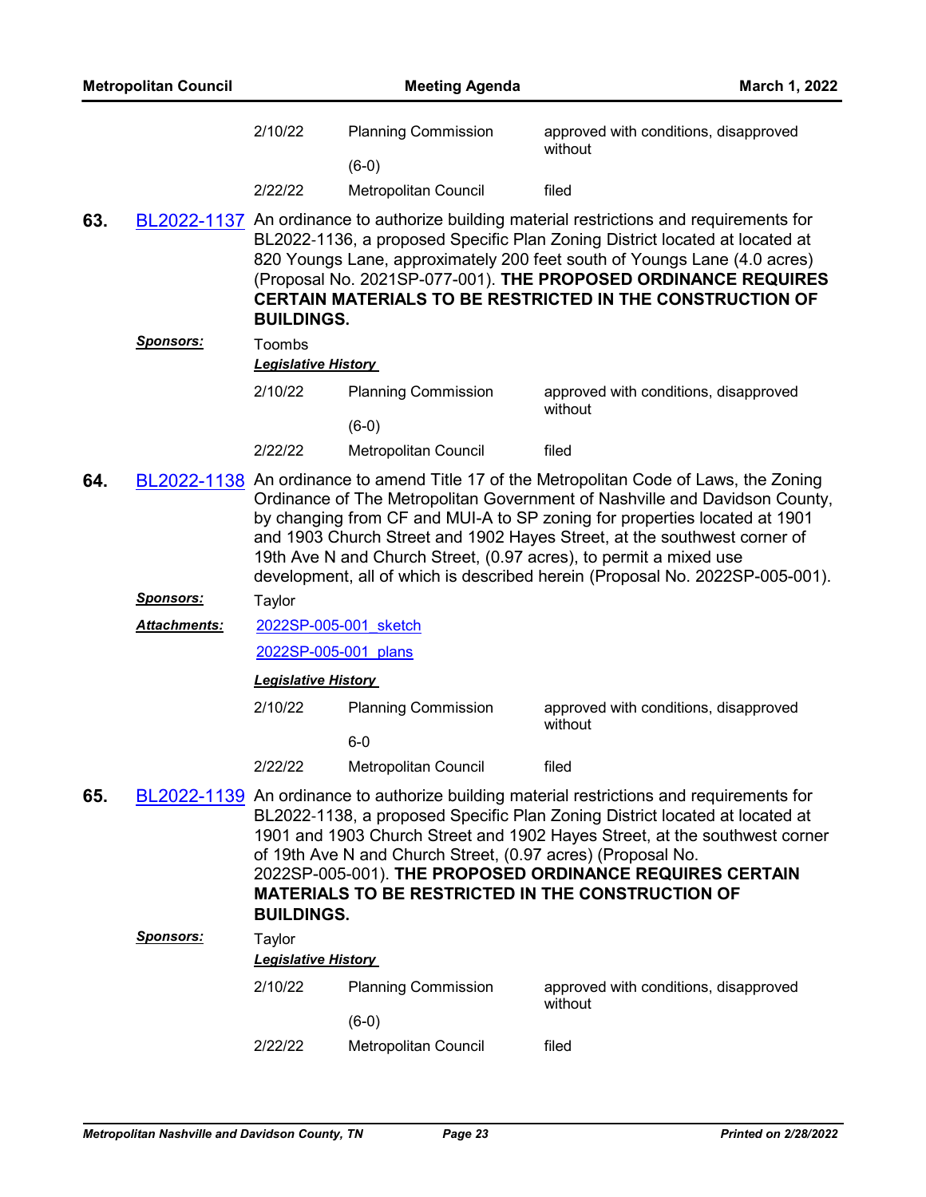| | | |
|---|---|---|
| 2/10/22 | Planning Commission (6-0) | approved with conditions, disapproved without |
| 2/22/22 | Metropolitan Council | filed |

**63.** BL2022-1137 An ordinance to authorize building material restrictions and requirements for BL2022-1136, a proposed Specific Plan Zoning District located at located at 820 Youngs Lane, approximately 200 feet south of Youngs Lane (4.0 acres) (Proposal No. 2021SP-077-001). **THE PROPOSED ORDINANCE REQUIRES CERTAIN MATERIALS TO BE RESTRICTED IN THE CONSTRUCTION OF BUILDINGS.**

***Sponsors:*** Toombs

***Legislative History***

| | | |
|---|---|---|
| 2/10/22 | Planning Commission (6-0) | approved with conditions, disapproved without |
| 2/22/22 | Metropolitan Council | filed |

**64.** BL2022-1138 An ordinance to amend Title 17 of the Metropolitan Code of Laws, the Zoning Ordinance of The Metropolitan Government of Nashville and Davidson County, by changing from CF and MUI-A to SP zoning for properties located at 1901 and 1903 Church Street and 1902 Hayes Street, at the southwest corner of 19th Ave N and Church Street, (0.97 acres), to permit a mixed use development, all of which is described herein (Proposal No. 2022SP-005-001).

***Sponsors:*** Taylor

***Attachments:*** 2022SP-005-001_sketch

2022SP-005-001_plans

***Legislative History***

| | | |
|---|---|---|
| 2/10/22 | Planning Commission 6-0 | approved with conditions, disapproved without |
| 2/22/22 | Metropolitan Council | filed |

**65.** BL2022-1139 An ordinance to authorize building material restrictions and requirements for BL2022-1138, a proposed Specific Plan Zoning District located at located at 1901 and 1903 Church Street and 1902 Hayes Street, at the southwest corner of 19th Ave N and Church Street, (0.97 acres) (Proposal No. 2022SP-005-001). **THE PROPOSED ORDINANCE REQUIRES CERTAIN MATERIALS TO BE RESTRICTED IN THE CONSTRUCTION OF BUILDINGS.**

***Sponsors:*** Taylor

***Legislative History***

| | | |
|---|---|---|
| 2/10/22 | Planning Commission (6-0) | approved with conditions, disapproved without |
| 2/22/22 | Metropolitan Council | filed |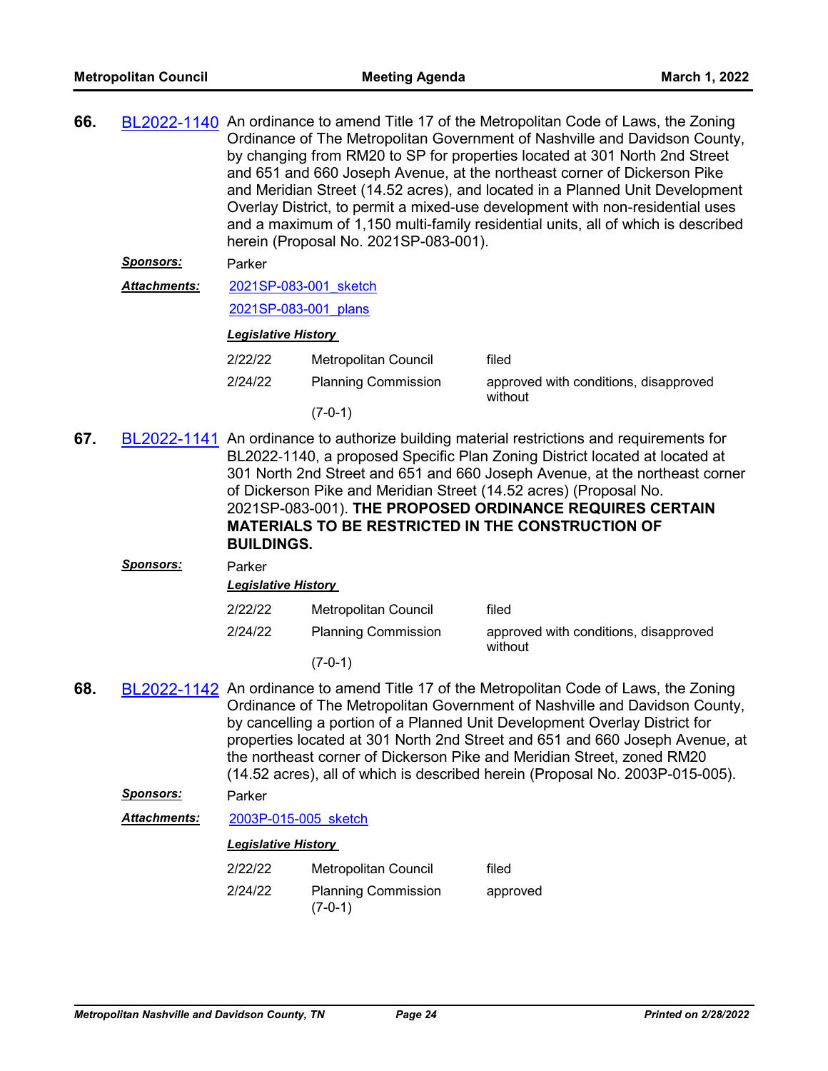**66.** BL2022-1140 An ordinance to amend Title 17 of the Metropolitan Code of Laws, the Zoning Ordinance of The Metropolitan Government of Nashville and Davidson County, by changing from RM20 to SP for properties located at 301 North 2nd Street and 651 and 660 Joseph Avenue, at the northeast corner of Dickerson Pike and Meridian Street (14.52 acres), and located in a Planned Unit Development Overlay District, to permit a mixed-use development with non-residential uses and a maximum of 1,150 multi-family residential units, all of which is described herein (Proposal No. 2021SP-083-001).

***Sponsors:*** Parker

***Attachments:*** 2021SP-083-001_sketch

2021SP-083-001_plans

***Legislative History***

| | | |
|---|---|---|
| 2/22/22 | Metropolitan Council | filed |
| 2/24/22 | Planning Commission (7-0-1) | approved with conditions, disapproved without |

**67.** BL2022-1141 An ordinance to authorize building material restrictions and requirements for BL2022-1140, a proposed Specific Plan Zoning District located at located at 301 North 2nd Street and 651 and 660 Joseph Avenue, at the northeast corner of Dickerson Pike and Meridian Street (14.52 acres) (Proposal No. 2021SP-083-001). **THE PROPOSED ORDINANCE REQUIRES CERTAIN MATERIALS TO BE RESTRICTED IN THE CONSTRUCTION OF BUILDINGS.**

***Sponsors:*** Parker

***Legislative History***

| | | |
|---|---|---|
| 2/22/22 | Metropolitan Council | filed |
| 2/24/22 | Planning Commission (7-0-1) | approved with conditions, disapproved without |

**68.** BL2022-1142 An ordinance to amend Title 17 of the Metropolitan Code of Laws, the Zoning Ordinance of The Metropolitan Government of Nashville and Davidson County, by cancelling a portion of a Planned Unit Development Overlay District for properties located at 301 North 2nd Street and 651 and 660 Joseph Avenue, at the northeast corner of Dickerson Pike and Meridian Street, zoned RM20 (14.52 acres), all of which is described herein (Proposal No. 2003P-015-005).

***Sponsors:*** Parker

***Attachments:*** 2003P-015-005_sketch

***Legislative History***

| | | |
|---|---|---|
| 2/22/22 | Metropolitan Council | filed |
| 2/24/22 | Planning Commission (7-0-1) | approved |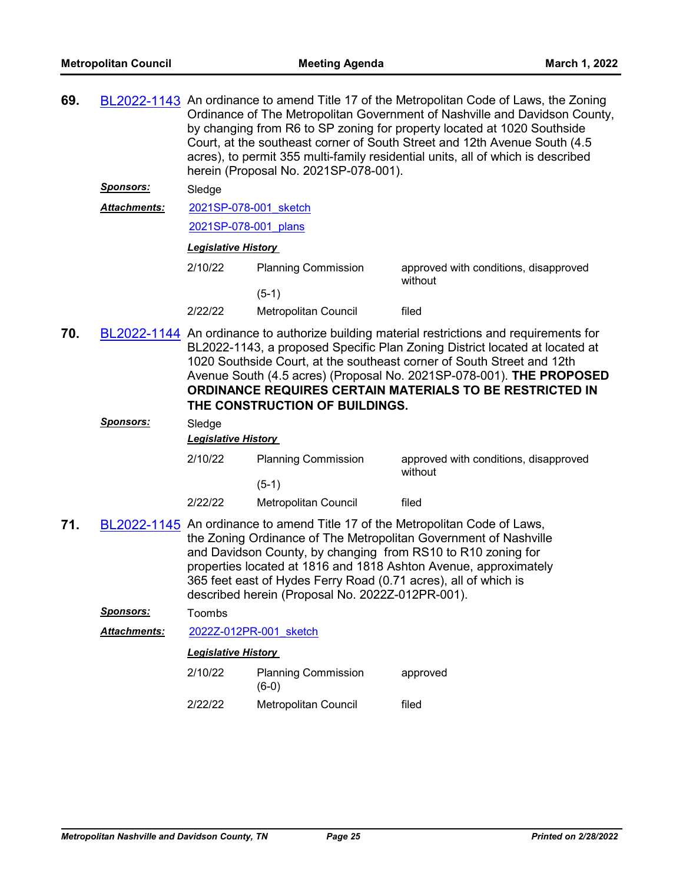**69.** BL2022-1143 An ordinance to amend Title 17 of the Metropolitan Code of Laws, the Zoning Ordinance of The Metropolitan Government of Nashville and Davidson County, by changing from R6 to SP zoning for property located at 1020 Southside Court, at the southeast corner of South Street and 12th Avenue South (4.5 acres), to permit 355 multi-family residential units, all of which is described herein (Proposal No. 2021SP-078-001).

***Sponsors:*** Sledge

***Attachments:*** 2021SP-078-001_sketch

2021SP-078-001_plans

***Legislative History***

| | | |
|---|---|---|
| 2/10/22 | Planning Commission (5-1) | approved with conditions, disapproved without |
| 2/22/22 | Metropolitan Council | filed |

**70.** BL2022-1144 An ordinance to authorize building material restrictions and requirements for BL2022-1143, a proposed Specific Plan Zoning District located at located at 1020 Southside Court, at the southeast corner of South Street and 12th Avenue South (4.5 acres) (Proposal No. 2021SP-078-001). **THE PROPOSED ORDINANCE REQUIRES CERTAIN MATERIALS TO BE RESTRICTED IN THE CONSTRUCTION OF BUILDINGS.**

***Sponsors:*** Sledge

***Legislative History***

| | | |
|---|---|---|
| 2/10/22 | Planning Commission (5-1) | approved with conditions, disapproved without |
| 2/22/22 | Metropolitan Council | filed |

**71.** BL2022-1145 An ordinance to amend Title 17 of the Metropolitan Code of Laws, the Zoning Ordinance of The Metropolitan Government of Nashville and Davidson County, by changing from RS10 to R10 zoning for properties located at 1816 and 1818 Ashton Avenue, approximately 365 feet east of Hydes Ferry Road (0.71 acres), all of which is described herein (Proposal No. 2022Z-012PR-001).

***Sponsors:*** Toombs

***Attachments:*** 2022Z-012PR-001_sketch

***Legislative History***

| | | |
|---|---|---|
| 2/10/22 | Planning Commission (6-0) | approved |
| 2/22/22 | Metropolitan Council | filed |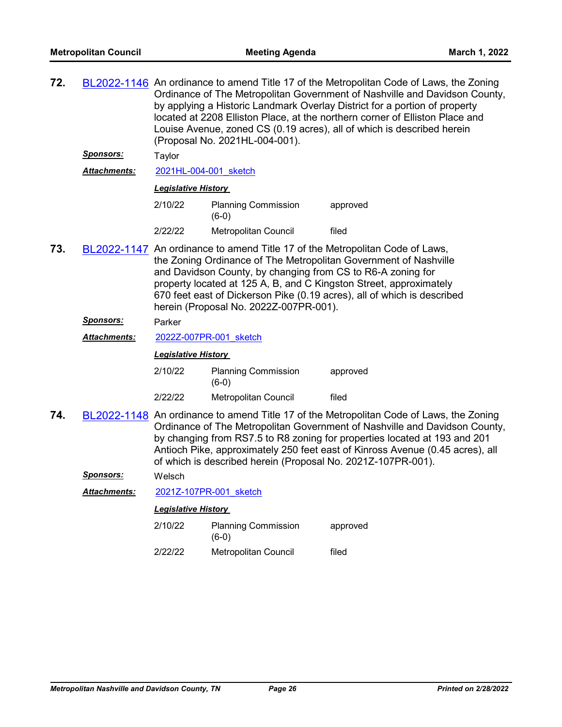**72.** BL2022-1146 An ordinance to amend Title 17 of the Metropolitan Code of Laws, the Zoning Ordinance of The Metropolitan Government of Nashville and Davidson County, by applying a Historic Landmark Overlay District for a portion of property located at 2208 Elliston Place, at the northern corner of Elliston Place and Louise Avenue, zoned CS (0.19 acres), all of which is described herein (Proposal No. 2021HL-004-001).

***Sponsors:*** Taylor

***Attachments:*** 2021HL-004-001_sketch

***Legislative History***

| | | |
|---|---|---|
| 2/10/22 | Planning Commission (6-0) | approved |
| 2/22/22 | Metropolitan Council | filed |

**73.** BL2022-1147 An ordinance to amend Title 17 of the Metropolitan Code of Laws, the Zoning Ordinance of The Metropolitan Government of Nashville and Davidson County, by changing from CS to R6-A zoning for property located at 125 A, B, and C Kingston Street, approximately 670 feet east of Dickerson Pike (0.19 acres), all of which is described herein (Proposal No. 2022Z-007PR-001).

***Sponsors:*** Parker

***Attachments:*** 2022Z-007PR-001_sketch

***Legislative History***

| | | |
|---|---|---|
| 2/10/22 | Planning Commission (6-0) | approved |
| 2/22/22 | Metropolitan Council | filed |

**74.** BL2022-1148 An ordinance to amend Title 17 of the Metropolitan Code of Laws, the Zoning Ordinance of The Metropolitan Government of Nashville and Davidson County, by changing from RS7.5 to R8 zoning for properties located at 193 and 201 Antioch Pike, approximately 250 feet east of Kinross Avenue (0.45 acres), all of which is described herein (Proposal No. 2021Z-107PR-001).

***Sponsors:*** Welsch

***Attachments:*** 2021Z-107PR-001_sketch

***Legislative History***

| | | |
|---|---|---|
| 2/10/22 | Planning Commission (6-0) | approved |
| 2/22/22 | Metropolitan Council | filed |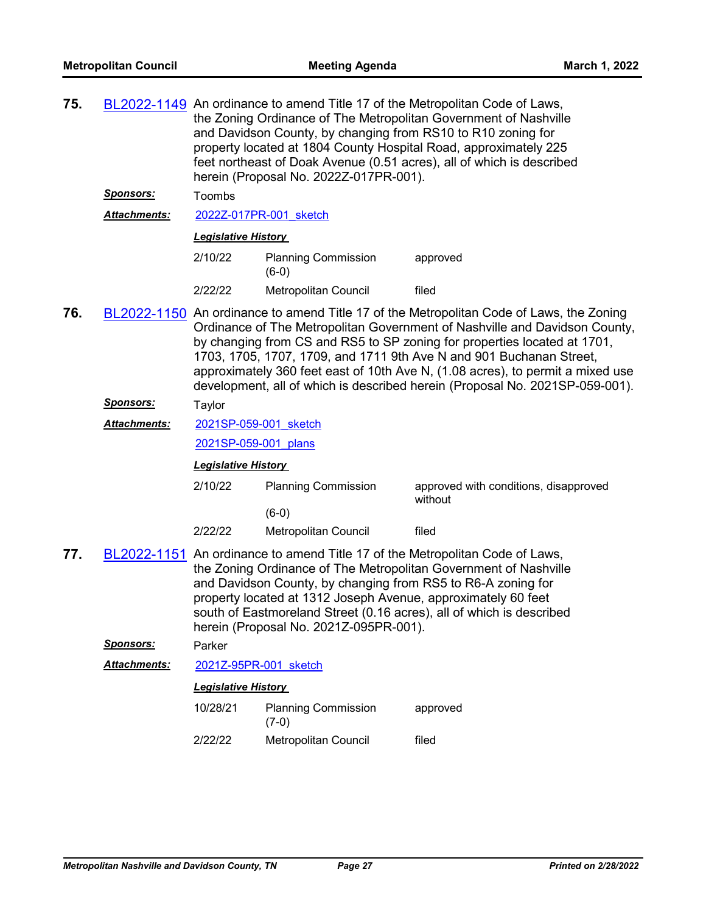**75.** BL2022-1149 An ordinance to amend Title 17 of the Metropolitan Code of Laws, the Zoning Ordinance of The Metropolitan Government of Nashville and Davidson County, by changing from RS10 to R10 zoning for property located at 1804 County Hospital Road, approximately 225 feet northeast of Doak Avenue (0.51 acres), all of which is described herein (Proposal No. 2022Z-017PR-001).

***Sponsors:*** Toombs

***Attachments:*** 2022Z-017PR-001_sketch

***Legislative History***

| | | |
|---|---|---|
| 2/10/22 | Planning Commission (6-0) | approved |
| 2/22/22 | Metropolitan Council | filed |

**76.** BL2022-1150 An ordinance to amend Title 17 of the Metropolitan Code of Laws, the Zoning Ordinance of The Metropolitan Government of Nashville and Davidson County, by changing from CS and RS5 to SP zoning for properties located at 1701, 1703, 1705, 1707, 1709, and 1711 9th Ave N and 901 Buchanan Street, approximately 360 feet east of 10th Ave N, (1.08 acres), to permit a mixed use development, all of which is described herein (Proposal No. 2021SP-059-001).

***Sponsors:*** Taylor

***Attachments:*** 2021SP-059-001_sketch

2021SP-059-001_plans

***Legislative History***

| | | |
|---|---|---|
| 2/10/22 | Planning Commission (6-0) | approved with conditions, disapproved without |
| 2/22/22 | Metropolitan Council | filed |

**77.** BL2022-1151 An ordinance to amend Title 17 of the Metropolitan Code of Laws, the Zoning Ordinance of The Metropolitan Government of Nashville and Davidson County, by changing from RS5 to R6-A zoning for property located at 1312 Joseph Avenue, approximately 60 feet south of Eastmoreland Street (0.16 acres), all of which is described herein (Proposal No. 2021Z-095PR-001).

***Sponsors:*** Parker

***Attachments:*** 2021Z-95PR-001_sketch

***Legislative History***

| | | |
|---|---|---|
| 10/28/21 | Planning Commission (7-0) | approved |
| 2/22/22 | Metropolitan Council | filed |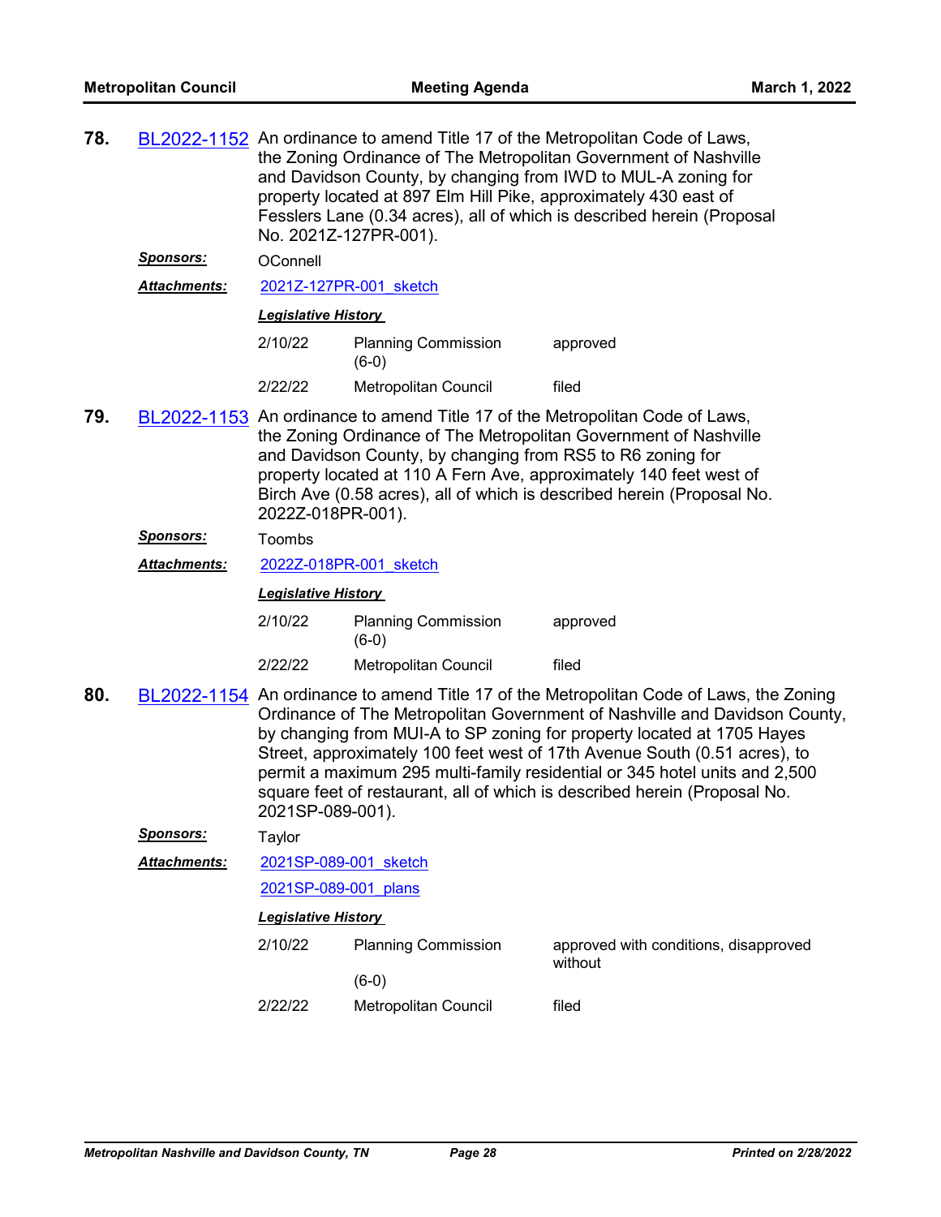**78.** BL2022-1152 An ordinance to amend Title 17 of the Metropolitan Code of Laws, the Zoning Ordinance of The Metropolitan Government of Nashville and Davidson County, by changing from IWD to MUL-A zoning for property located at 897 Elm Hill Pike, approximately 430 east of Fesslers Lane (0.34 acres), all of which is described herein (Proposal No. 2021Z-127PR-001).

***Sponsors:*** OConnell

***Attachments:*** 2021Z-127PR-001_sketch

***Legislative History***

| Date | Body | Action |
|---|---|---|
| 2/10/22 | Planning Commission (6-0) | approved |
| 2/22/22 | Metropolitan Council | filed |

**79.** BL2022-1153 An ordinance to amend Title 17 of the Metropolitan Code of Laws, the Zoning Ordinance of The Metropolitan Government of Nashville and Davidson County, by changing from RS5 to R6 zoning for property located at 110 A Fern Ave, approximately 140 feet west of Birch Ave (0.58 acres), all of which is described herein (Proposal No. 2022Z-018PR-001).

***Sponsors:*** Toombs

***Attachments:*** 2022Z-018PR-001_sketch

***Legislative History***

| Date | Body | Action |
|---|---|---|
| 2/10/22 | Planning Commission (6-0) | approved |
| 2/22/22 | Metropolitan Council | filed |

**80.** BL2022-1154 An ordinance to amend Title 17 of the Metropolitan Code of Laws, the Zoning Ordinance of The Metropolitan Government of Nashville and Davidson County, by changing from MUI-A to SP zoning for property located at 1705 Hayes Street, approximately 100 feet west of 17th Avenue South (0.51 acres), to permit a maximum 295 multi-family residential or 345 hotel units and 2,500 square feet of restaurant, all of which is described herein (Proposal No. 2021SP-089-001).

***Sponsors:*** Taylor

***Attachments:*** 2021SP-089-001_sketch

2021SP-089-001_plans

***Legislative History***

| Date | Body | Action |
|---|---|---|
| 2/10/22 | Planning Commission (6-0) | approved with conditions, disapproved without |
| 2/22/22 | Metropolitan Council | filed |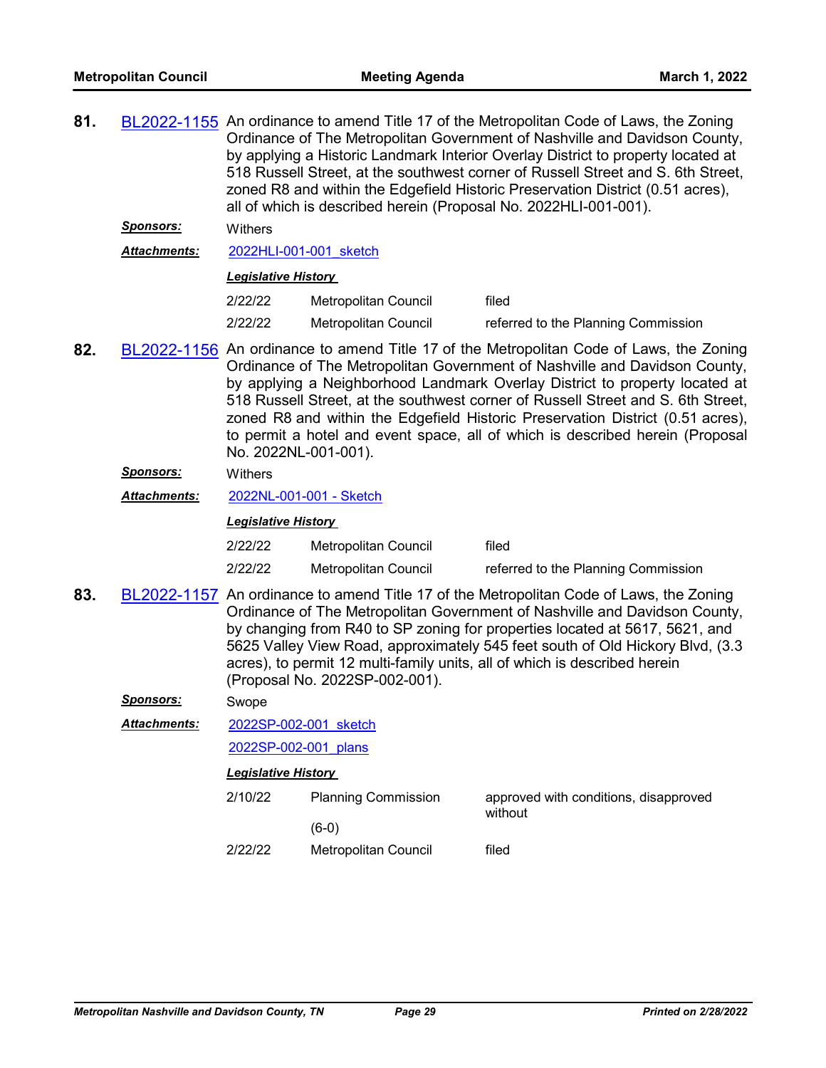**81.** BL2022-1155 An ordinance to amend Title 17 of the Metropolitan Code of Laws, the Zoning Ordinance of The Metropolitan Government of Nashville and Davidson County, by applying a Historic Landmark Interior Overlay District to property located at 518 Russell Street, at the southwest corner of Russell Street and S. 6th Street, zoned R8 and within the Edgefield Historic Preservation District (0.51 acres), all of which is described herein (Proposal No. 2022HLI-001-001).

***Sponsors:*** Withers

***Attachments:*** 2022HLI-001-001_sketch

***Legislative History***

| | | |
|---|---|---|
| 2/22/22 | Metropolitan Council | filed |
| 2/22/22 | Metropolitan Council | referred to the Planning Commission |

**82.** BL2022-1156 An ordinance to amend Title 17 of the Metropolitan Code of Laws, the Zoning Ordinance of The Metropolitan Government of Nashville and Davidson County, by applying a Neighborhood Landmark Overlay District to property located at 518 Russell Street, at the southwest corner of Russell Street and S. 6th Street, zoned R8 and within the Edgefield Historic Preservation District (0.51 acres), to permit a hotel and event space, all of which is described herein (Proposal No. 2022NL-001-001).

***Sponsors:*** Withers

***Attachments:*** 2022NL-001-001 - Sketch

***Legislative History***

| | | |
|---|---|---|
| 2/22/22 | Metropolitan Council | filed |
| 2/22/22 | Metropolitan Council | referred to the Planning Commission |

**83.** BL2022-1157 An ordinance to amend Title 17 of the Metropolitan Code of Laws, the Zoning Ordinance of The Metropolitan Government of Nashville and Davidson County, by changing from R40 to SP zoning for properties located at 5617, 5621, and 5625 Valley View Road, approximately 545 feet south of Old Hickory Blvd, (3.3 acres), to permit 12 multi-family units, all of which is described herein (Proposal No. 2022SP-002-001).

***Sponsors:*** Swope

***Attachments:*** 2022SP-002-001_sketch

2022SP-002-001_plans

***Legislative History***

| | | |
|---|---|---|
| 2/10/22 | Planning Commission (6-0) | approved with conditions, disapproved without |
| 2/22/22 | Metropolitan Council | filed |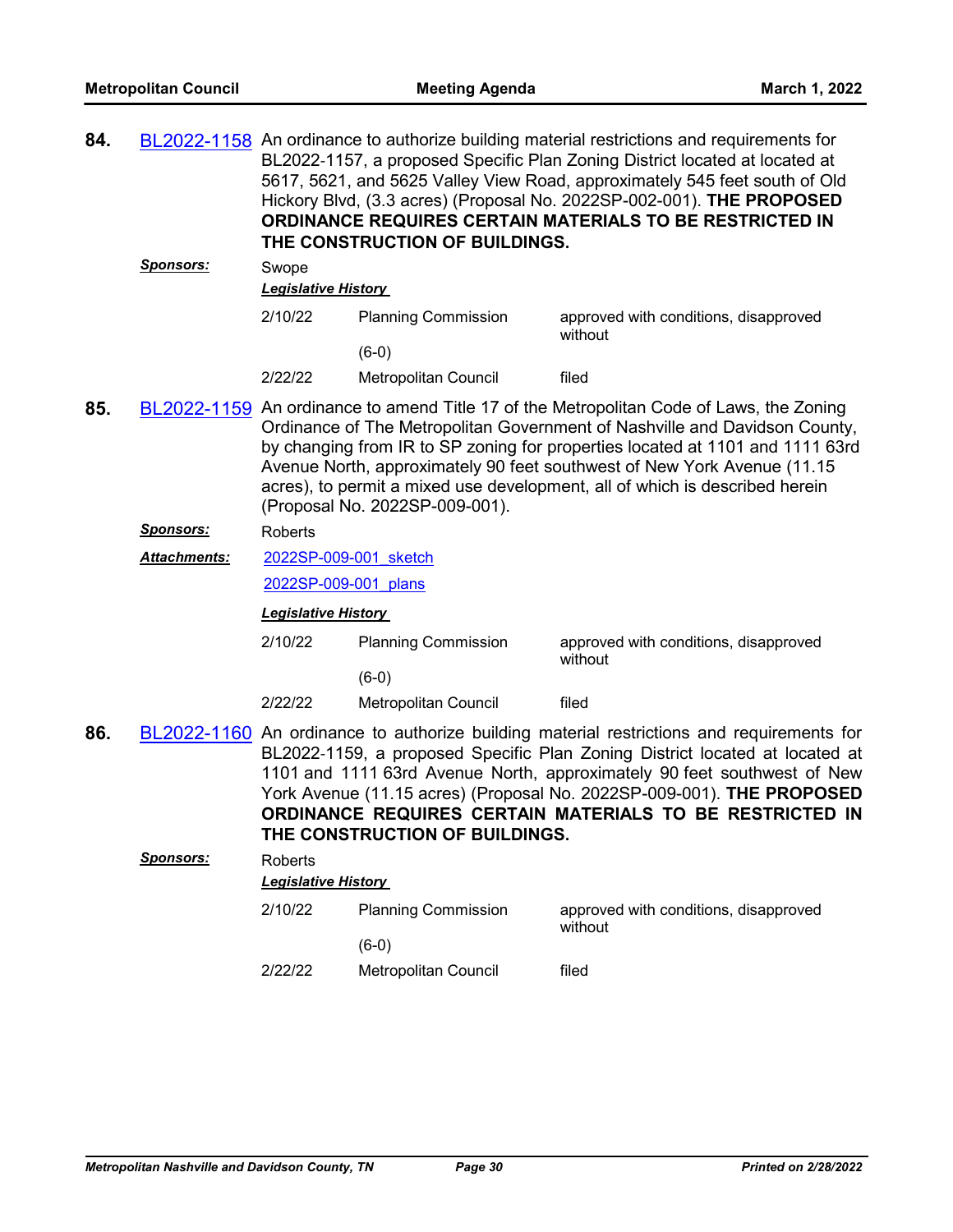**84.** BL2022-1158 An ordinance to authorize building material restrictions and requirements for BL2022-1157, a proposed Specific Plan Zoning District located at located at 5617, 5621, and 5625 Valley View Road, approximately 545 feet south of Old Hickory Blvd, (3.3 acres) (Proposal No. 2022SP-002-001). **THE PROPOSED ORDINANCE REQUIRES CERTAIN MATERIALS TO BE RESTRICTED IN THE CONSTRUCTION OF BUILDINGS.**

***Sponsors:*** Swope

***Legislative History***

| | | |
|---|---|---|
| 2/10/22 | Planning Commission (6-0) | approved with conditions, disapproved without |
| 2/22/22 | Metropolitan Council | filed |

**85.** BL2022-1159 An ordinance to amend Title 17 of the Metropolitan Code of Laws, the Zoning Ordinance of The Metropolitan Government of Nashville and Davidson County, by changing from IR to SP zoning for properties located at 1101 and 1111 63rd Avenue North, approximately 90 feet southwest of New York Avenue (11.15 acres), to permit a mixed use development, all of which is described herein (Proposal No. 2022SP-009-001).

***Sponsors:*** Roberts

***Attachments:*** 2022SP-009-001_sketch
2022SP-009-001_plans

***Legislative History***

| | | |
|---|---|---|
| 2/10/22 | Planning Commission (6-0) | approved with conditions, disapproved without |
| 2/22/22 | Metropolitan Council | filed |

**86.** BL2022-1160 An ordinance to authorize building material restrictions and requirements for BL2022-1159, a proposed Specific Plan Zoning District located at located at 1101 and 1111 63rd Avenue North, approximately 90 feet southwest of New York Avenue (11.15 acres) (Proposal No. 2022SP-009-001). **THE PROPOSED ORDINANCE REQUIRES CERTAIN MATERIALS TO BE RESTRICTED IN THE CONSTRUCTION OF BUILDINGS.**

***Sponsors:*** Roberts

***Legislative History***

| | | |
|---|---|---|
| 2/10/22 | Planning Commission (6-0) | approved with conditions, disapproved without |
| 2/22/22 | Metropolitan Council | filed |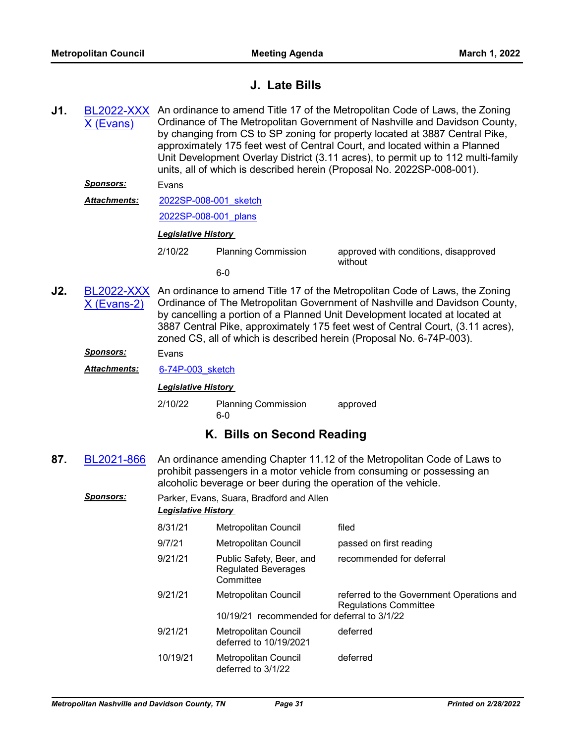## J. Late Bills

**J1.** BL2022-XXXX (Evans) An ordinance to amend Title 17 of the Metropolitan Code of Laws, the Zoning Ordinance of The Metropolitan Government of Nashville and Davidson County, by changing from CS to SP zoning for property located at 3887 Central Pike, approximately 175 feet west of Central Court, and located within a Planned Unit Development Overlay District (3.11 acres), to permit up to 112 multi-family units, all of which is described herein (Proposal No. 2022SP-008-001).

***Sponsors:*** Evans

***Attachments:*** 2022SP-008-001_sketch
2022SP-008-001_plans

***Legislative History***

| | | |
|---|---|---|
| 2/10/22 | Planning Commission<br>6-0 | approved with conditions, disapproved without |

**J2.** BL2022-XXXX (Evans-2) An ordinance to amend Title 17 of the Metropolitan Code of Laws, the Zoning Ordinance of The Metropolitan Government of Nashville and Davidson County, by cancelling a portion of a Planned Unit Development located at located at 3887 Central Pike, approximately 175 feet west of Central Court, (3.11 acres), zoned CS, all of which is described herein (Proposal No. 6-74P-003).

***Sponsors:*** Evans

***Attachments:*** 6-74P-003_sketch

***Legislative History***

| | | |
|---|---|---|
| 2/10/22 | Planning Commission<br>6-0 | approved |

## K. Bills on Second Reading

**87.** BL2021-866 An ordinance amending Chapter 11.12 of the Metropolitan Code of Laws to prohibit passengers in a motor vehicle from consuming or possessing an alcoholic beverage or beer during the operation of the vehicle.

***Sponsors:*** Parker, Evans, Suara, Bradford and Allen

***Legislative History***

| | | |
|---|---|---|
| 8/31/21 | Metropolitan Council | filed |
| 9/7/21 | Metropolitan Council | passed on first reading |
| 9/21/21 | Public Safety, Beer, and Regulated Beverages Committee | recommended for deferral |
| 9/21/21 | Metropolitan Council<br>10/19/21 recommended for deferral to 3/1/22 | referred to the Government Operations and Regulations Committee |
| 9/21/21 | Metropolitan Council deferred to 10/19/2021 | deferred |
| 10/19/21 | Metropolitan Council deferred to 3/1/22 | deferred |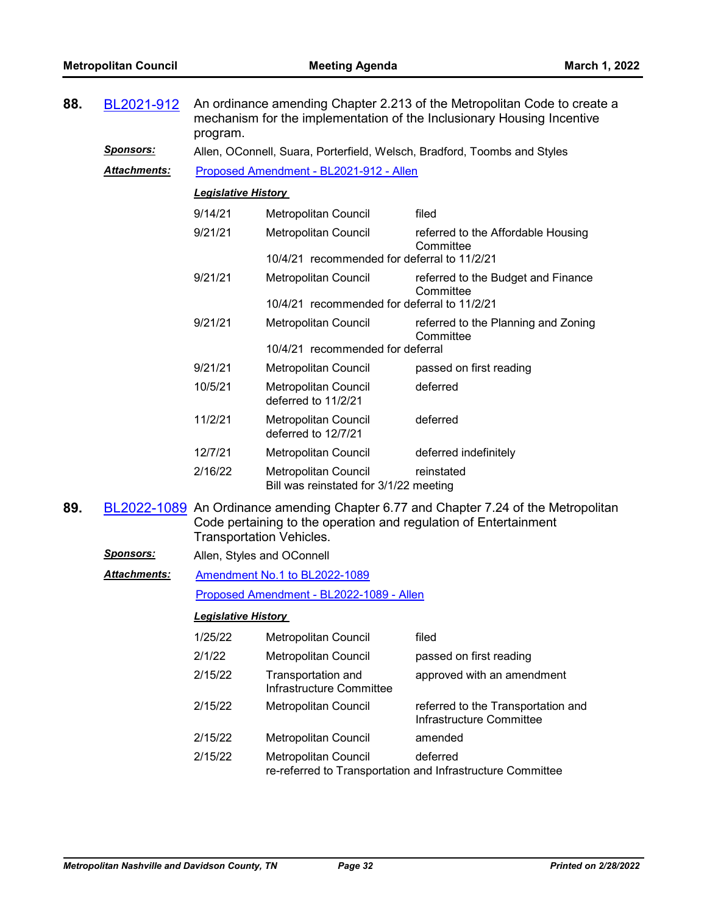**88.** BL2021-912 An ordinance amending Chapter 2.213 of the Metropolitan Code to create a mechanism for the implementation of the Inclusionary Housing Incentive program.

***Sponsors:*** Allen, OConnell, Suara, Porterfield, Welsch, Bradford, Toombs and Styles

***Attachments:*** Proposed Amendment - BL2021-912 - Allen

***Legislative History***

| | | |
|---|---|---|
| 9/14/21 | Metropolitan Council | filed |
| 9/21/21 | Metropolitan Council | referred to the Affordable Housing Committee |
| | 10/4/21 recommended for deferral to 11/2/21 | |
| 9/21/21 | Metropolitan Council | referred to the Budget and Finance Committee |
| | 10/4/21 recommended for deferral to 11/2/21 | |
| 9/21/21 | Metropolitan Council | referred to the Planning and Zoning Committee |
| | 10/4/21 recommended for deferral | |
| 9/21/21 | Metropolitan Council | passed on first reading |
| 10/5/21 | Metropolitan Council deferred to 11/2/21 | deferred |
| 11/2/21 | Metropolitan Council deferred to 12/7/21 | deferred |
| 12/7/21 | Metropolitan Council | deferred indefinitely |
| 2/16/22 | Metropolitan Council | reinstated |
| | Bill was reinstated for 3/1/22 meeting | |

**89.** BL2022-1089 An Ordinance amending Chapter 6.77 and Chapter 7.24 of the Metropolitan Code pertaining to the operation and regulation of Entertainment Transportation Vehicles.

***Sponsors:*** Allen, Styles and OConnell

***Attachments:*** Amendment No.1 to BL2022-1089

Proposed Amendment - BL2022-1089 - Allen

***Legislative History***

| | | |
|---|---|---|
| 1/25/22 | Metropolitan Council | filed |
| 2/1/22 | Metropolitan Council | passed on first reading |
| 2/15/22 | Transportation and Infrastructure Committee | approved with an amendment |
| 2/15/22 | Metropolitan Council | referred to the Transportation and Infrastructure Committee |
| 2/15/22 | Metropolitan Council | amended |
| 2/15/22 | Metropolitan Council | deferred |
| | re-referred to Transportation and Infrastructure Committee | |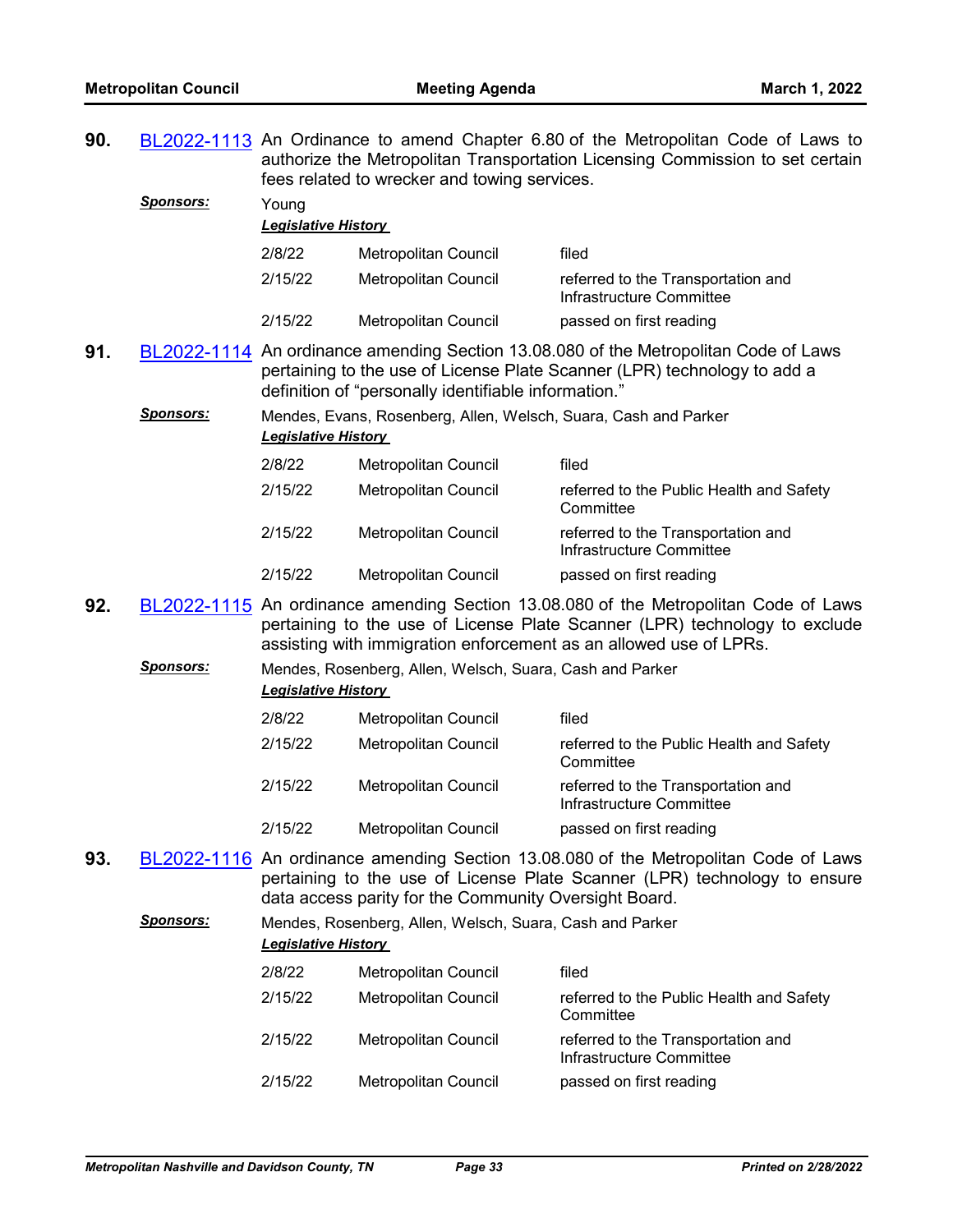**90.** BL2022-1113 An Ordinance to amend Chapter 6.80 of the Metropolitan Code of Laws to authorize the Metropolitan Transportation Licensing Commission to set certain fees related to wrecker and towing services.

***Sponsors:*** Young

***Legislative History***

| | | |
|---|---|---|
| 2/8/22 | Metropolitan Council | filed |
| 2/15/22 | Metropolitan Council | referred to the Transportation and Infrastructure Committee |
| 2/15/22 | Metropolitan Council | passed on first reading |

**91.** BL2022-1114 An ordinance amending Section 13.08.080 of the Metropolitan Code of Laws pertaining to the use of License Plate Scanner (LPR) technology to add a definition of "personally identifiable information."

***Sponsors:*** Mendes, Evans, Rosenberg, Allen, Welsch, Suara, Cash and Parker

***Legislative History***

| | | |
|---|---|---|
| 2/8/22 | Metropolitan Council | filed |
| 2/15/22 | Metropolitan Council | referred to the Public Health and Safety Committee |
| 2/15/22 | Metropolitan Council | referred to the Transportation and Infrastructure Committee |
| 2/15/22 | Metropolitan Council | passed on first reading |

**92.** BL2022-1115 An ordinance amending Section 13.08.080 of the Metropolitan Code of Laws pertaining to the use of License Plate Scanner (LPR) technology to exclude assisting with immigration enforcement as an allowed use of LPRs.

***Sponsors:*** Mendes, Rosenberg, Allen, Welsch, Suara, Cash and Parker

***Legislative History***

| | | |
|---|---|---|
| 2/8/22 | Metropolitan Council | filed |
| 2/15/22 | Metropolitan Council | referred to the Public Health and Safety Committee |
| 2/15/22 | Metropolitan Council | referred to the Transportation and Infrastructure Committee |
| 2/15/22 | Metropolitan Council | passed on first reading |

**93.** BL2022-1116 An ordinance amending Section 13.08.080 of the Metropolitan Code of Laws pertaining to the use of License Plate Scanner (LPR) technology to ensure data access parity for the Community Oversight Board.

***Sponsors:*** Mendes, Rosenberg, Allen, Welsch, Suara, Cash and Parker

***Legislative History***

| | | |
|---|---|---|
| 2/8/22 | Metropolitan Council | filed |
| 2/15/22 | Metropolitan Council | referred to the Public Health and Safety Committee |
| 2/15/22 | Metropolitan Council | referred to the Transportation and Infrastructure Committee |
| 2/15/22 | Metropolitan Council | passed on first reading |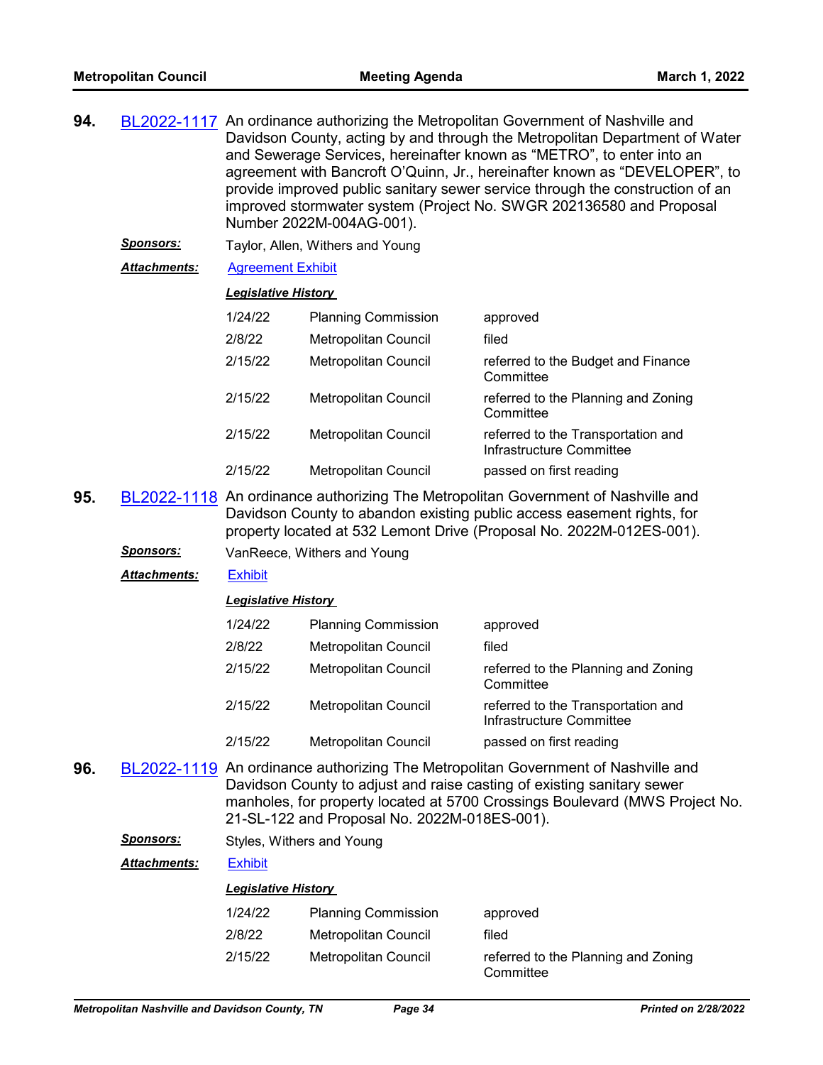**94.** BL2022-1117 An ordinance authorizing the Metropolitan Government of Nashville and Davidson County, acting by and through the Metropolitan Department of Water and Sewerage Services, hereinafter known as "METRO", to enter into an agreement with Bancroft O'Quinn, Jr., hereinafter known as "DEVELOPER", to provide improved public sanitary sewer service through the construction of an improved stormwater system (Project No. SWGR 202136580 and Proposal Number 2022M-004AG-001).

***Sponsors:*** Taylor, Allen, Withers and Young

***Attachments:*** Agreement Exhibit

***Legislative History***

| | | |
|---|---|---|
| 1/24/22 | Planning Commission | approved |
| 2/8/22 | Metropolitan Council | filed |
| 2/15/22 | Metropolitan Council | referred to the Budget and Finance Committee |
| 2/15/22 | Metropolitan Council | referred to the Planning and Zoning Committee |
| 2/15/22 | Metropolitan Council | referred to the Transportation and Infrastructure Committee |
| 2/15/22 | Metropolitan Council | passed on first reading |

**95.** BL2022-1118 An ordinance authorizing The Metropolitan Government of Nashville and Davidson County to abandon existing public access easement rights, for property located at 532 Lemont Drive (Proposal No. 2022M-012ES-001).

***Sponsors:*** VanReece, Withers and Young

***Attachments:*** Exhibit

***Legislative History***

| | | |
|---|---|---|
| 1/24/22 | Planning Commission | approved |
| 2/8/22 | Metropolitan Council | filed |
| 2/15/22 | Metropolitan Council | referred to the Planning and Zoning Committee |
| 2/15/22 | Metropolitan Council | referred to the Transportation and Infrastructure Committee |
| 2/15/22 | Metropolitan Council | passed on first reading |

**96.** BL2022-1119 An ordinance authorizing The Metropolitan Government of Nashville and Davidson County to adjust and raise casting of existing sanitary sewer manholes, for property located at 5700 Crossings Boulevard (MWS Project No. 21-SL-122 and Proposal No. 2022M-018ES-001).

***Sponsors:*** Styles, Withers and Young

***Attachments:*** Exhibit

***Legislative History***

| | | |
|---|---|---|
| 1/24/22 | Planning Commission | approved |
| 2/8/22 | Metropolitan Council | filed |
| 2/15/22 | Metropolitan Council | referred to the Planning and Zoning Committee |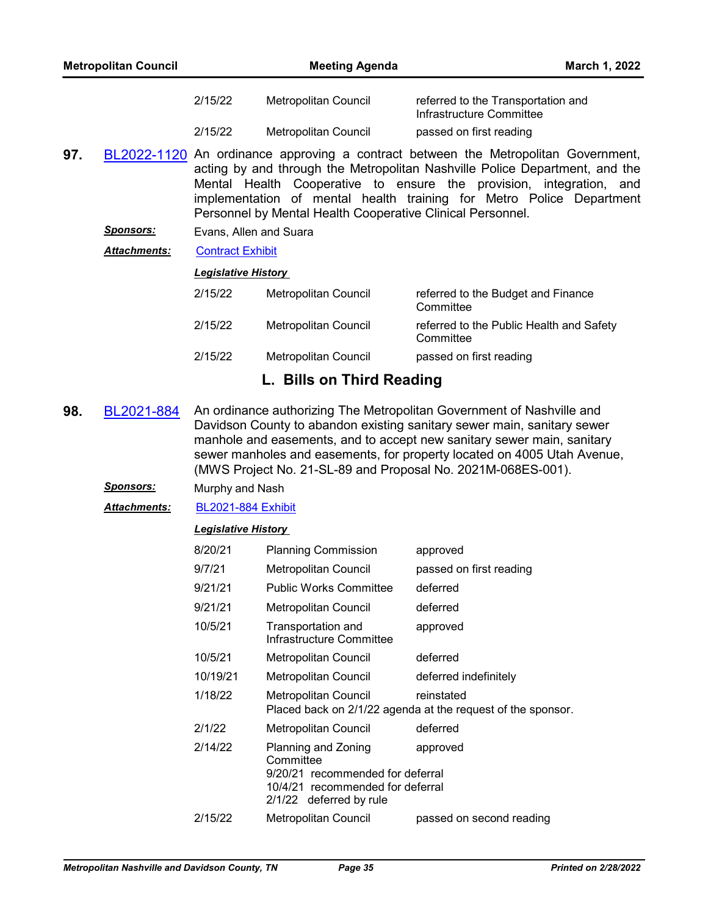| | | |
|---|---|---|
| 2/15/22 | Metropolitan Council | referred to the Transportation and Infrastructure Committee |
| 2/15/22 | Metropolitan Council | passed on first reading |

**97.** BL2022-1120 An ordinance approving a contract between the Metropolitan Government, acting by and through the Metropolitan Nashville Police Department, and the Mental Health Cooperative to ensure the provision, integration, and implementation of mental health training for Metro Police Department Personnel by Mental Health Cooperative Clinical Personnel.

***Sponsors:*** Evans, Allen and Suara

***Attachments:*** Contract Exhibit

***Legislative History***

| | | |
|---|---|---|
| 2/15/22 | Metropolitan Council | referred to the Budget and Finance Committee |
| 2/15/22 | Metropolitan Council | referred to the Public Health and Safety Committee |
| 2/15/22 | Metropolitan Council | passed on first reading |

## L. Bills on Third Reading

**98.** BL2021-884 An ordinance authorizing The Metropolitan Government of Nashville and Davidson County to abandon existing sanitary sewer main, sanitary sewer manhole and easements, and to accept new sanitary sewer main, sanitary sewer manholes and easements, for property located on 4005 Utah Avenue, (MWS Project No. 21-SL-89 and Proposal No. 2021M-068ES-001).

***Sponsors:*** Murphy and Nash

***Attachments:*** BL2021-884 Exhibit

***Legislative History***

| | | |
|---|---|---|
| 8/20/21 | Planning Commission | approved |
| 9/7/21 | Metropolitan Council | passed on first reading |
| 9/21/21 | Public Works Committee | deferred |
| 9/21/21 | Metropolitan Council | deferred |
| 10/5/21 | Transportation and Infrastructure Committee | approved |
| 10/5/21 | Metropolitan Council | deferred |
| 10/19/21 | Metropolitan Council | deferred indefinitely |
| 1/18/22 | Metropolitan Council | reinstated<br>Placed back on 2/1/22 agenda at the request of the sponsor. |
| 2/1/22 | Metropolitan Council | deferred |
| 2/14/22 | Planning and Zoning Committee<br>9/20/21 recommended for deferral<br>10/4/21 recommended for deferral<br>2/1/22 deferred by rule | approved |
| 2/15/22 | Metropolitan Council | passed on second reading |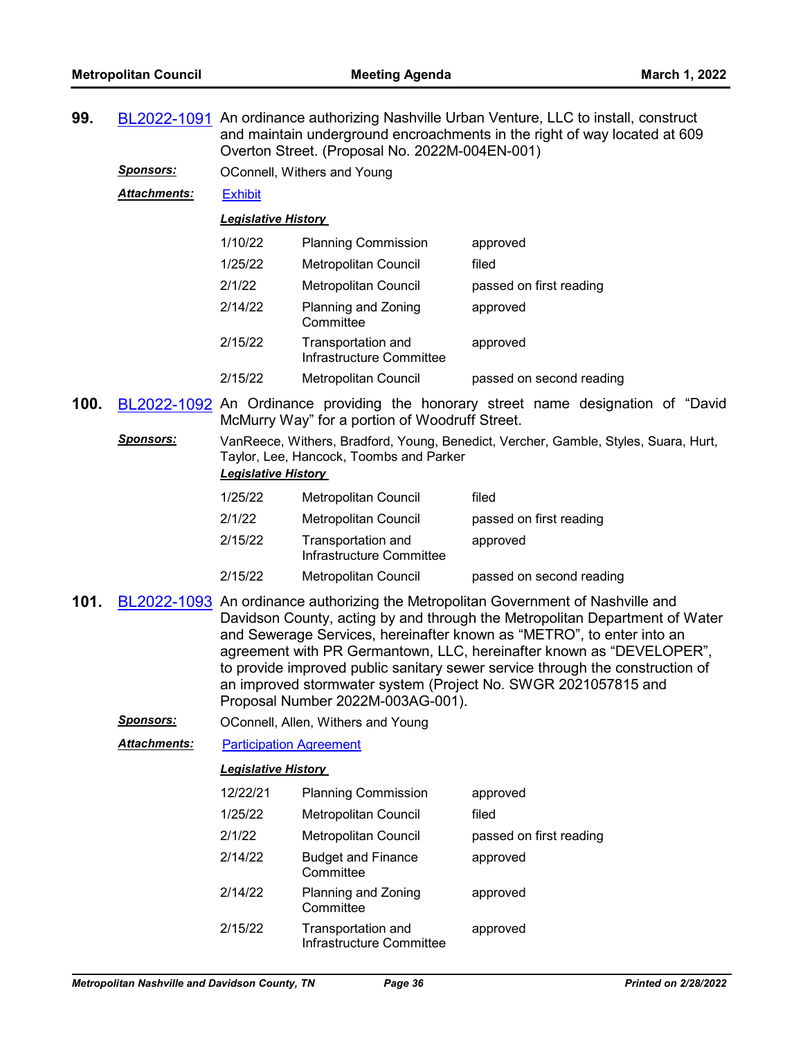**99.** BL2022-1091 An ordinance authorizing Nashville Urban Venture, LLC to install, construct and maintain underground encroachments in the right of way located at 609 Overton Street. (Proposal No. 2022M-004EN-001)

***Sponsors:*** OConnell, Withers and Young

***Attachments:*** Exhibit

***Legislative History***

| | | |
|---|---|---|
| 1/10/22 | Planning Commission | approved |
| 1/25/22 | Metropolitan Council | filed |
| 2/1/22 | Metropolitan Council | passed on first reading |
| 2/14/22 | Planning and Zoning Committee | approved |
| 2/15/22 | Transportation and Infrastructure Committee | approved |
| 2/15/22 | Metropolitan Council | passed on second reading |

**100.** BL2022-1092 An Ordinance providing the honorary street name designation of "David McMurry Way" for a portion of Woodruff Street.

***Sponsors:*** VanReece, Withers, Bradford, Young, Benedict, Vercher, Gamble, Styles, Suara, Hurt, Taylor, Lee, Hancock, Toombs and Parker

***Legislative History***

| | | |
|---|---|---|
| 1/25/22 | Metropolitan Council | filed |
| 2/1/22 | Metropolitan Council | passed on first reading |
| 2/15/22 | Transportation and Infrastructure Committee | approved |
| 2/15/22 | Metropolitan Council | passed on second reading |

**101.** BL2022-1093 An ordinance authorizing the Metropolitan Government of Nashville and Davidson County, acting by and through the Metropolitan Department of Water and Sewerage Services, hereinafter known as "METRO", to enter into an agreement with PR Germantown, LLC, hereinafter known as "DEVELOPER", to provide improved public sanitary sewer service through the construction of an improved stormwater system (Project No. SWGR 2021057815 and Proposal Number 2022M-003AG-001).

***Sponsors:*** OConnell, Allen, Withers and Young

***Attachments:*** Participation Agreement

***Legislative History***

| | | |
|---|---|---|
| 12/22/21 | Planning Commission | approved |
| 1/25/22 | Metropolitan Council | filed |
| 2/1/22 | Metropolitan Council | passed on first reading |
| 2/14/22 | Budget and Finance Committee | approved |
| 2/14/22 | Planning and Zoning Committee | approved |
| 2/15/22 | Transportation and Infrastructure Committee | approved |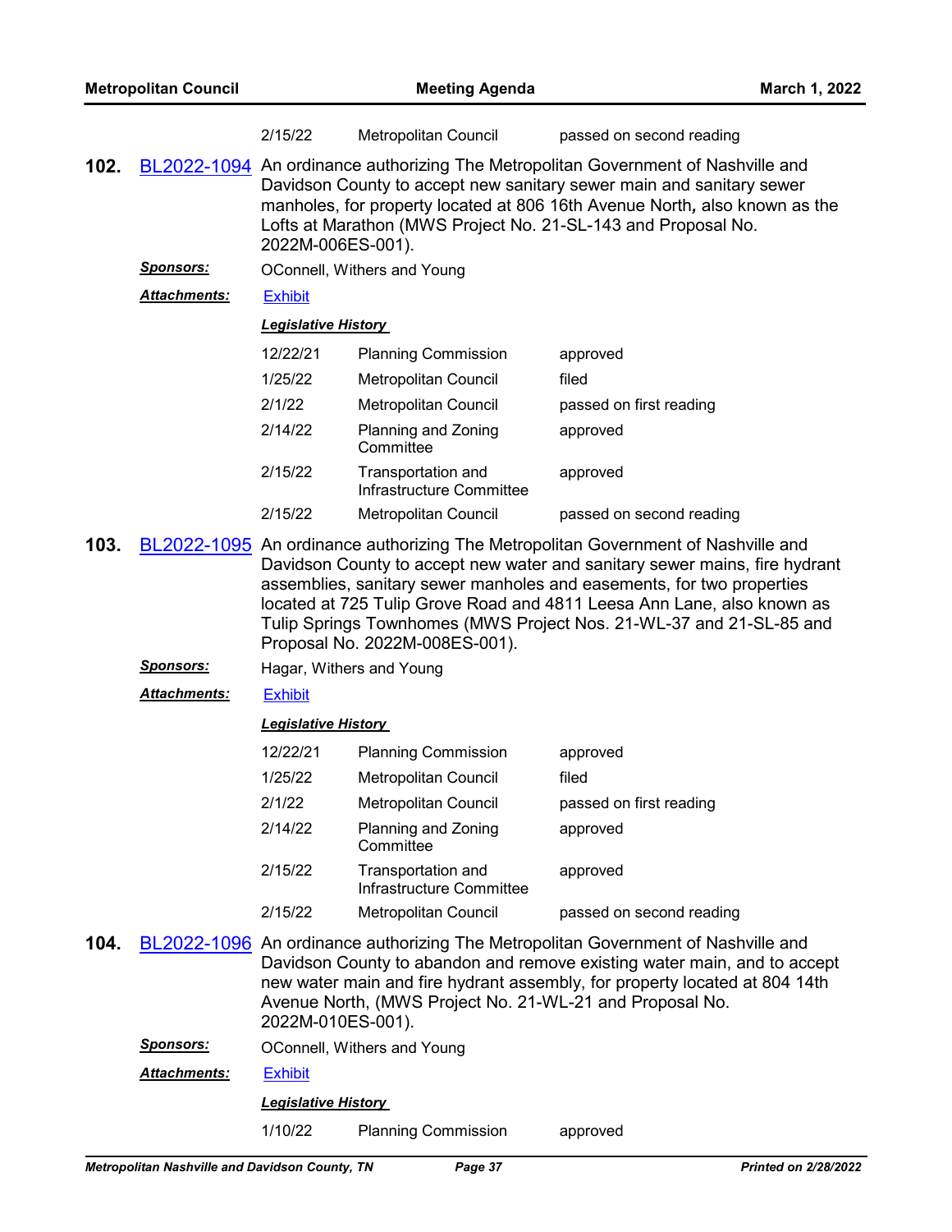| | | |
|---|---|---|
| 2/15/22 | Metropolitan Council | passed on second reading |

**102.** BL2022-1094 An ordinance authorizing The Metropolitan Government of Nashville and Davidson County to accept new sanitary sewer main and sanitary sewer manholes, for property located at 806 16th Avenue North**,** also known as the Lofts at Marathon (MWS Project No. 21-SL-143 and Proposal No. 2022M-006ES-001).

***Sponsors:*** OConnell, Withers and Young

***Attachments:*** Exhibit

***Legislative History***

| | | |
|---|---|---|
| 12/22/21 | Planning Commission | approved |
| 1/25/22 | Metropolitan Council | filed |
| 2/1/22 | Metropolitan Council | passed on first reading |
| 2/14/22 | Planning and Zoning Committee | approved |
| 2/15/22 | Transportation and Infrastructure Committee | approved |
| 2/15/22 | Metropolitan Council | passed on second reading |

**103.** BL2022-1095 An ordinance authorizing The Metropolitan Government of Nashville and Davidson County to accept new water and sanitary sewer mains, fire hydrant assemblies, sanitary sewer manholes and easements, for two properties located at 725 Tulip Grove Road and 4811 Leesa Ann Lane, also known as Tulip Springs Townhomes (MWS Project Nos. 21-WL-37 and 21-SL-85 and Proposal No. 2022M-008ES-001).

***Sponsors:*** Hagar, Withers and Young

***Attachments:*** Exhibit

***Legislative History***

| | | |
|---|---|---|
| 12/22/21 | Planning Commission | approved |
| 1/25/22 | Metropolitan Council | filed |
| 2/1/22 | Metropolitan Council | passed on first reading |
| 2/14/22 | Planning and Zoning Committee | approved |
| 2/15/22 | Transportation and Infrastructure Committee | approved |
| 2/15/22 | Metropolitan Council | passed on second reading |

**104.** BL2022-1096 An ordinance authorizing The Metropolitan Government of Nashville and Davidson County to abandon and remove existing water main, and to accept new water main and fire hydrant assembly, for property located at 804 14th Avenue North, (MWS Project No. 21-WL-21 and Proposal No. 2022M-010ES-001).

***Sponsors:*** OConnell, Withers and Young

***Attachments:*** Exhibit

***Legislative History***

| | | |
|---|---|---|
| 1/10/22 | Planning Commission | approved |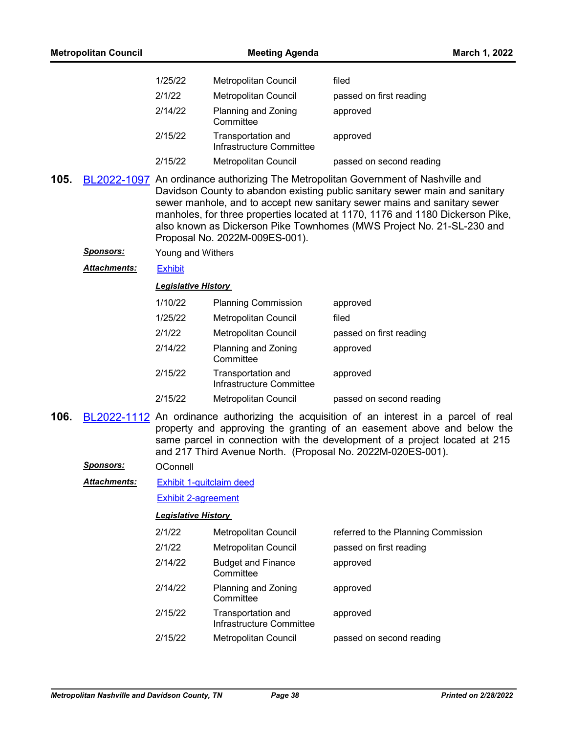| | | |
|---|---|---|
| 1/25/22 | Metropolitan Council | filed |
| 2/1/22 | Metropolitan Council | passed on first reading |
| 2/14/22 | Planning and Zoning Committee | approved |
| 2/15/22 | Transportation and Infrastructure Committee | approved |
| 2/15/22 | Metropolitan Council | passed on second reading |

**105.** BL2022-1097 An ordinance authorizing The Metropolitan Government of Nashville and Davidson County to abandon existing public sanitary sewer main and sanitary sewer manhole, and to accept new sanitary sewer mains and sanitary sewer manholes, for three properties located at 1170, 1176 and 1180 Dickerson Pike, also known as Dickerson Pike Townhomes (MWS Project No. 21-SL-230 and Proposal No. 2022M-009ES-001).

***Sponsors:*** Young and Withers

***Attachments:*** Exhibit

***Legislative History***

| | | |
|---|---|---|
| 1/10/22 | Planning Commission | approved |
| 1/25/22 | Metropolitan Council | filed |
| 2/1/22 | Metropolitan Council | passed on first reading |
| 2/14/22 | Planning and Zoning Committee | approved |
| 2/15/22 | Transportation and Infrastructure Committee | approved |
| 2/15/22 | Metropolitan Council | passed on second reading |

**106.** BL2022-1112 An ordinance authorizing the acquisition of an interest in a parcel of real property and approving the granting of an easement above and below the same parcel in connection with the development of a project located at 215 and 217 Third Avenue North. (Proposal No. 2022M-020ES-001).

***Sponsors:*** OConnell

***Attachments:*** Exhibit 1-quitclaim deed

Exhibit 2-agreement

***Legislative History***

| | | |
|---|---|---|
| 2/1/22 | Metropolitan Council | referred to the Planning Commission |
| 2/1/22 | Metropolitan Council | passed on first reading |
| 2/14/22 | Budget and Finance Committee | approved |
| 2/14/22 | Planning and Zoning Committee | approved |
| 2/15/22 | Transportation and Infrastructure Committee | approved |
| 2/15/22 | Metropolitan Council | passed on second reading |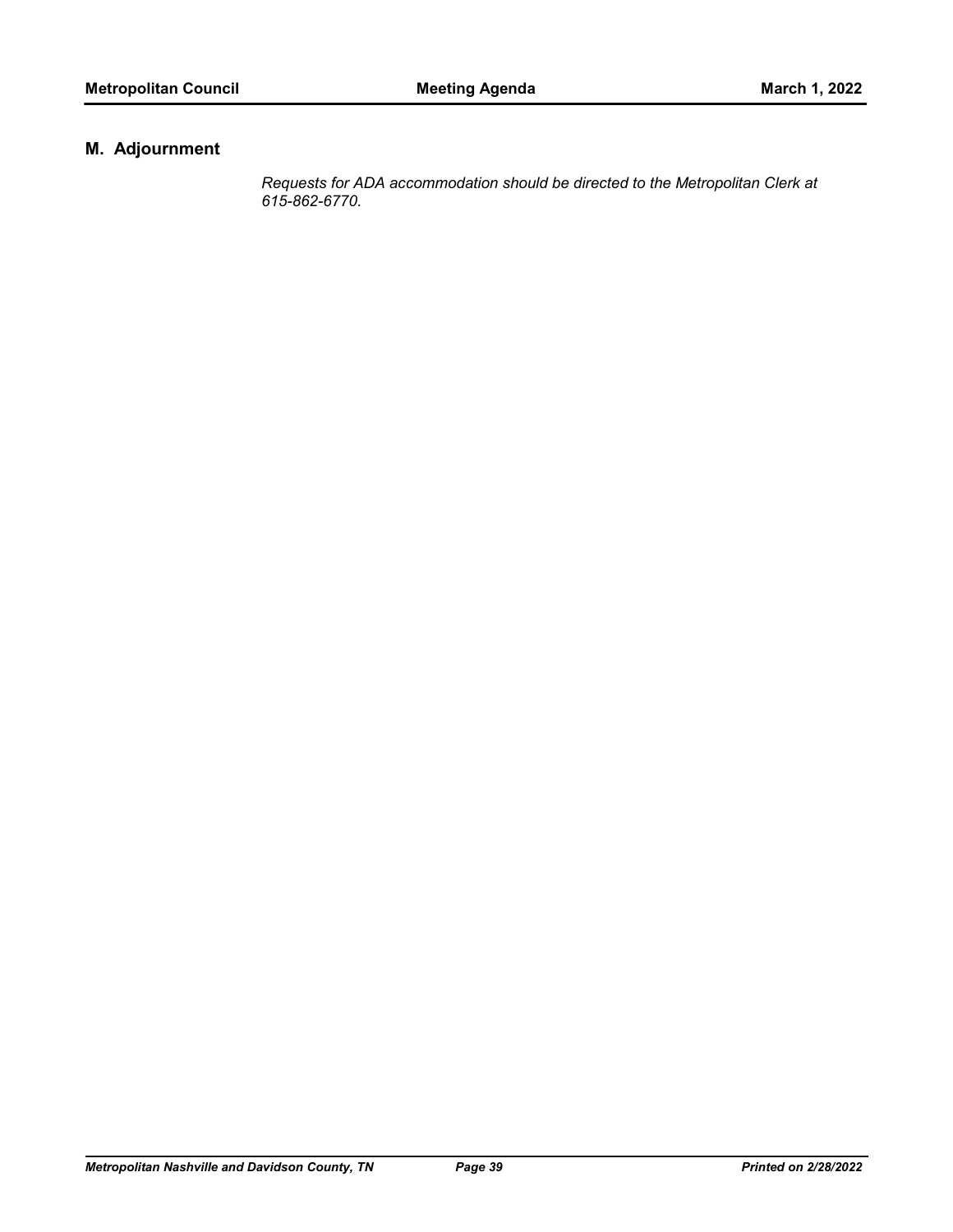## M. Adjournment

*Requests for ADA accommodation should be directed to the Metropolitan Clerk at 615-862-6770.*